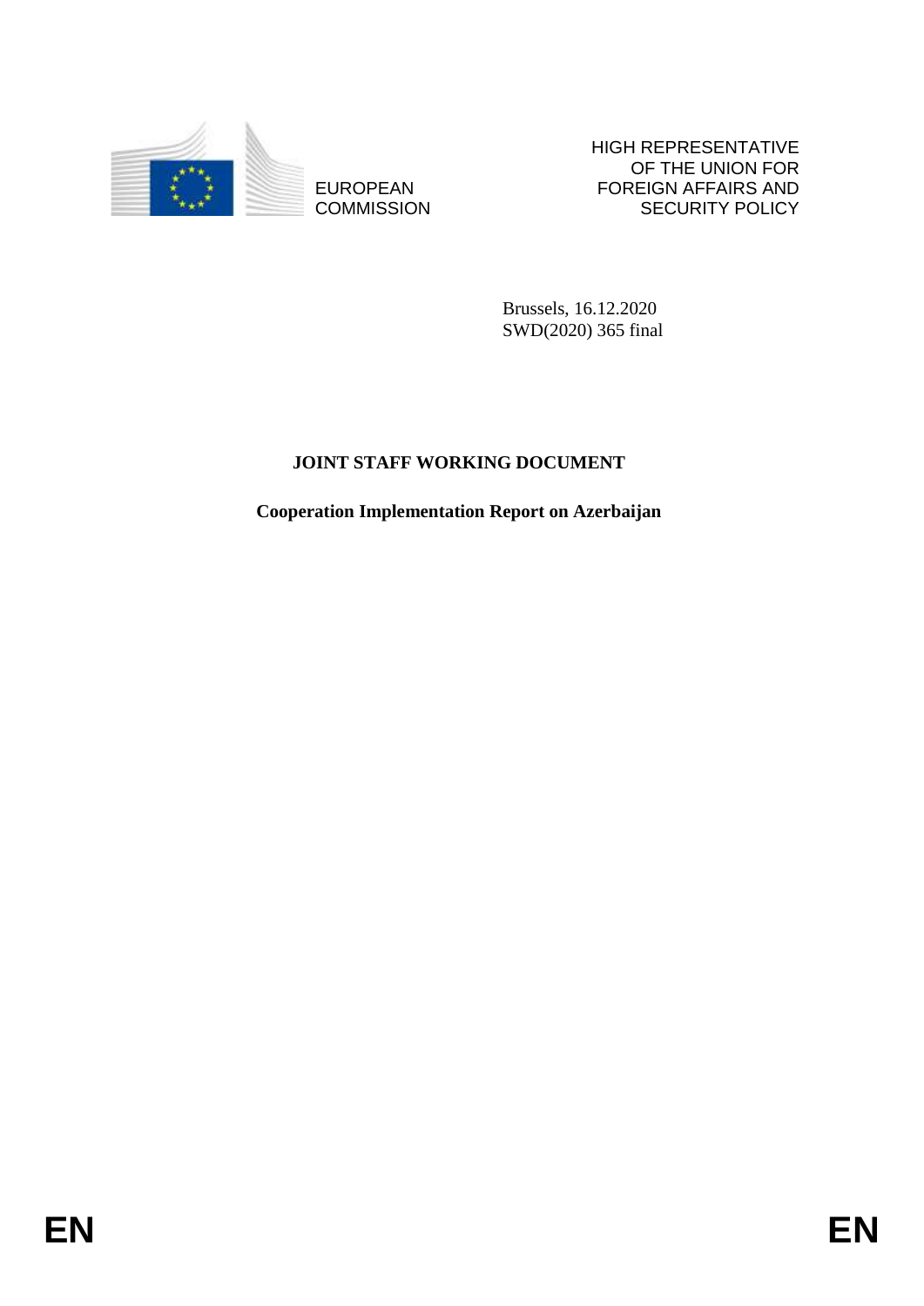EUROPEAN COMMISSION

HIGH REPRESENTATIVE OF THE UNION FOR FOREIGN AFFAIRS AND SECURITY POLICY

Brussels, 16.12.2020
SWD(2020) 365 final

# JOINT STAFF WORKING DOCUMENT

## Cooperation Implementation Report on Azerbaijan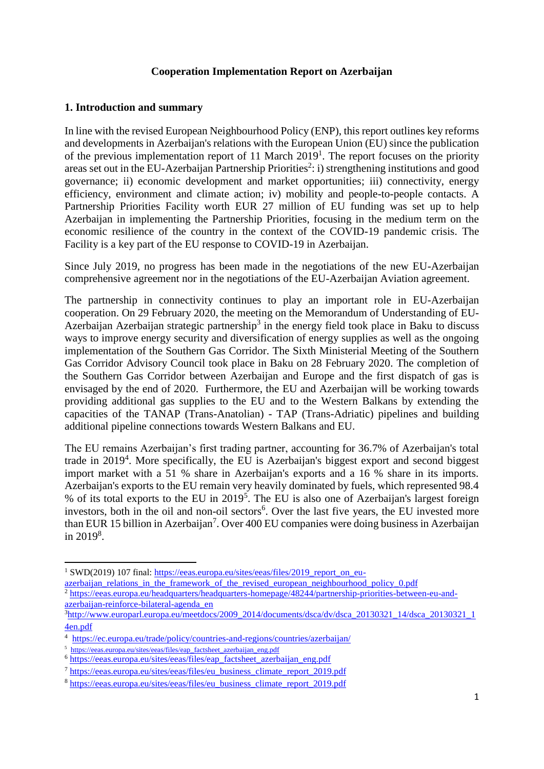**Cooperation Implementation Report on Azerbaijan**

## 1. Introduction and summary

In line with the revised European Neighbourhood Policy (ENP), this report outlines key reforms and developments in Azerbaijan's relations with the European Union (EU) since the publication of the previous implementation report of 11 March 2019[1]. The report focuses on the priority areas set out in the EU-Azerbaijan Partnership Priorities[2]: i) strengthening institutions and good governance; ii) economic development and market opportunities; iii) connectivity, energy efficiency, environment and climate action; iv) mobility and people-to-people contacts. A Partnership Priorities Facility worth EUR 27 million of EU funding was set up to help Azerbaijan in implementing the Partnership Priorities, focusing in the medium term on the economic resilience of the country in the context of the COVID-19 pandemic crisis. The Facility is a key part of the EU response to COVID-19 in Azerbaijan.

Since July 2019, no progress has been made in the negotiations of the new EU-Azerbaijan comprehensive agreement nor in the negotiations of the EU-Azerbaijan Aviation agreement.

The partnership in connectivity continues to play an important role in EU-Azerbaijan cooperation. On 29 February 2020, the meeting on the Memorandum of Understanding of EU-Azerbaijan Azerbaijan strategic partnership[3] in the energy field took place in Baku to discuss ways to improve energy security and diversification of energy supplies as well as the ongoing implementation of the Southern Gas Corridor. The Sixth Ministerial Meeting of the Southern Gas Corridor Advisory Council took place in Baku on 28 February 2020. The completion of the Southern Gas Corridor between Azerbaijan and Europe and the first dispatch of gas is envisaged by the end of 2020. Furthermore, the EU and Azerbaijan will be working towards providing additional gas supplies to the EU and to the Western Balkans by extending the capacities of the TANAP (Trans-Anatolian) - TAP (Trans-Adriatic) pipelines and building additional pipeline connections towards Western Balkans and EU.

The EU remains Azerbaijan's first trading partner, accounting for 36.7% of Azerbaijan's total trade in 2019[4]. More specifically, the EU is Azerbaijan's biggest export and second biggest import market with a 51 % share in Azerbaijan's exports and a 16 % share in its imports. Azerbaijan's exports to the EU remain very heavily dominated by fuels, which represented 98.4 % of its total exports to the EU in 2019[5]. The EU is also one of Azerbaijan's largest foreign investors, both in the oil and non-oil sectors[6]. Over the last five years, the EU invested more than EUR 15 billion in Azerbaijan[7]. Over 400 EU companies were doing business in Azerbaijan in 2019[8].

---

[1] SWD(2019) 107 final: https://eeas.europa.eu/sites/eeas/files/2019_report_on_eu-azerbaijan_relations_in_the_framework_of_the_revised_european_neighbourhood_policy_0.pdf

[2] https://eeas.europa.eu/headquarters/headquarters-homepage/48244/partnership-priorities-between-eu-and-azerbaijan-reinforce-bilateral-agenda_en

[3] http://www.europarl.europa.eu/meetdocs/2009_2014/documents/dsca/dv/dsca_20130321_14/dsca_20130321_14en.pdf

[4] https://ec.europa.eu/trade/policy/countries-and-regions/countries/azerbaijan/

[5] https://eeas.europa.eu/sites/eeas/files/eap_factsheet_azerbaijan_eng.pdf

[6] https://eeas.europa.eu/sites/eeas/files/eap_factsheet_azerbaijan_eng.pdf

[7] https://eeas.europa.eu/sites/eeas/files/eu_business_climate_report_2019.pdf

[8] https://eeas.europa.eu/sites/eeas/files/eu_business_climate_report_2019.pdf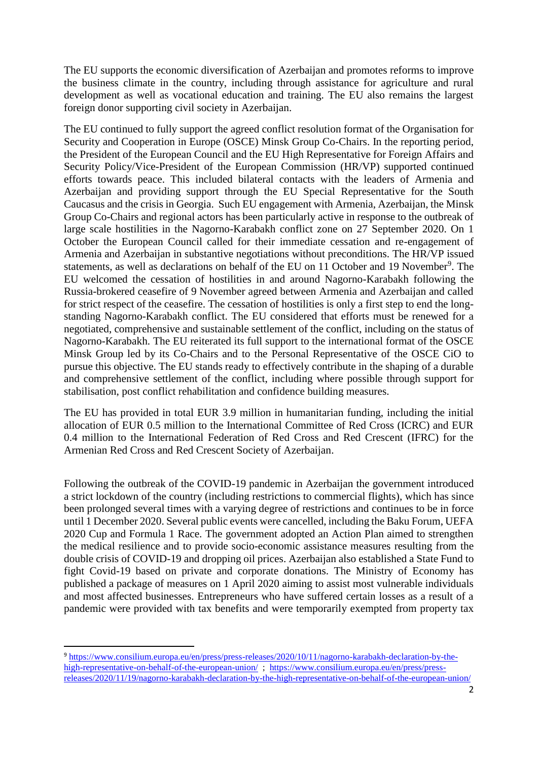The EU supports the economic diversification of Azerbaijan and promotes reforms to improve the business climate in the country, including through assistance for agriculture and rural development as well as vocational education and training. The EU also remains the largest foreign donor supporting civil society in Azerbaijan.

The EU continued to fully support the agreed conflict resolution format of the Organisation for Security and Cooperation in Europe (OSCE) Minsk Group Co-Chairs. In the reporting period, the President of the European Council and the EU High Representative for Foreign Affairs and Security Policy/Vice-President of the European Commission (HR/VP) supported continued efforts towards peace. This included bilateral contacts with the leaders of Armenia and Azerbaijan and providing support through the EU Special Representative for the South Caucasus and the crisis in Georgia. Such EU engagement with Armenia, Azerbaijan, the Minsk Group Co-Chairs and regional actors has been particularly active in response to the outbreak of large scale hostilities in the Nagorno-Karabakh conflict zone on 27 September 2020. On 1 October the European Council called for their immediate cessation and re-engagement of Armenia and Azerbaijan in substantive negotiations without preconditions. The HR/VP issued statements, as well as declarations on behalf of the EU on 11 October and 19 November[9]. The EU welcomed the cessation of hostilities in and around Nagorno-Karabakh following the Russia-brokered ceasefire of 9 November agreed between Armenia and Azerbaijan and called for strict respect of the ceasefire. The cessation of hostilities is only a first step to end the long-standing Nagorno-Karabakh conflict. The EU considered that efforts must be renewed for a negotiated, comprehensive and sustainable settlement of the conflict, including on the status of Nagorno-Karabakh. The EU reiterated its full support to the international format of the OSCE Minsk Group led by its Co-Chairs and to the Personal Representative of the OSCE CiO to pursue this objective. The EU stands ready to effectively contribute in the shaping of a durable and comprehensive settlement of the conflict, including where possible through support for stabilisation, post conflict rehabilitation and confidence building measures.

The EU has provided in total EUR 3.9 million in humanitarian funding, including the initial allocation of EUR 0.5 million to the International Committee of Red Cross (ICRC) and EUR 0.4 million to the International Federation of Red Cross and Red Crescent (IFRC) for the Armenian Red Cross and Red Crescent Society of Azerbaijan.

Following the outbreak of the COVID-19 pandemic in Azerbaijan the government introduced a strict lockdown of the country (including restrictions to commercial flights), which has since been prolonged several times with a varying degree of restrictions and continues to be in force until 1 December 2020. Several public events were cancelled, including the Baku Forum, UEFA 2020 Cup and Formula 1 Race. The government adopted an Action Plan aimed to strengthen the medical resilience and to provide socio-economic assistance measures resulting from the double crisis of COVID-19 and dropping oil prices. Azerbaijan also established a State Fund to fight Covid-19 based on private and corporate donations. The Ministry of Economy has published a package of measures on 1 April 2020 aiming to assist most vulnerable individuals and most affected businesses. Entrepreneurs who have suffered certain losses as a result of a pandemic were provided with tax benefits and were temporarily exempted from property tax

[9] https://www.consilium.europa.eu/en/press/press-releases/2020/10/11/nagorno-karabakh-declaration-by-the-high-representative-on-behalf-of-the-european-union/ ; https://www.consilium.europa.eu/en/press/press-releases/2020/11/19/nagorno-karabakh-declaration-by-the-high-representative-on-behalf-of-the-european-union/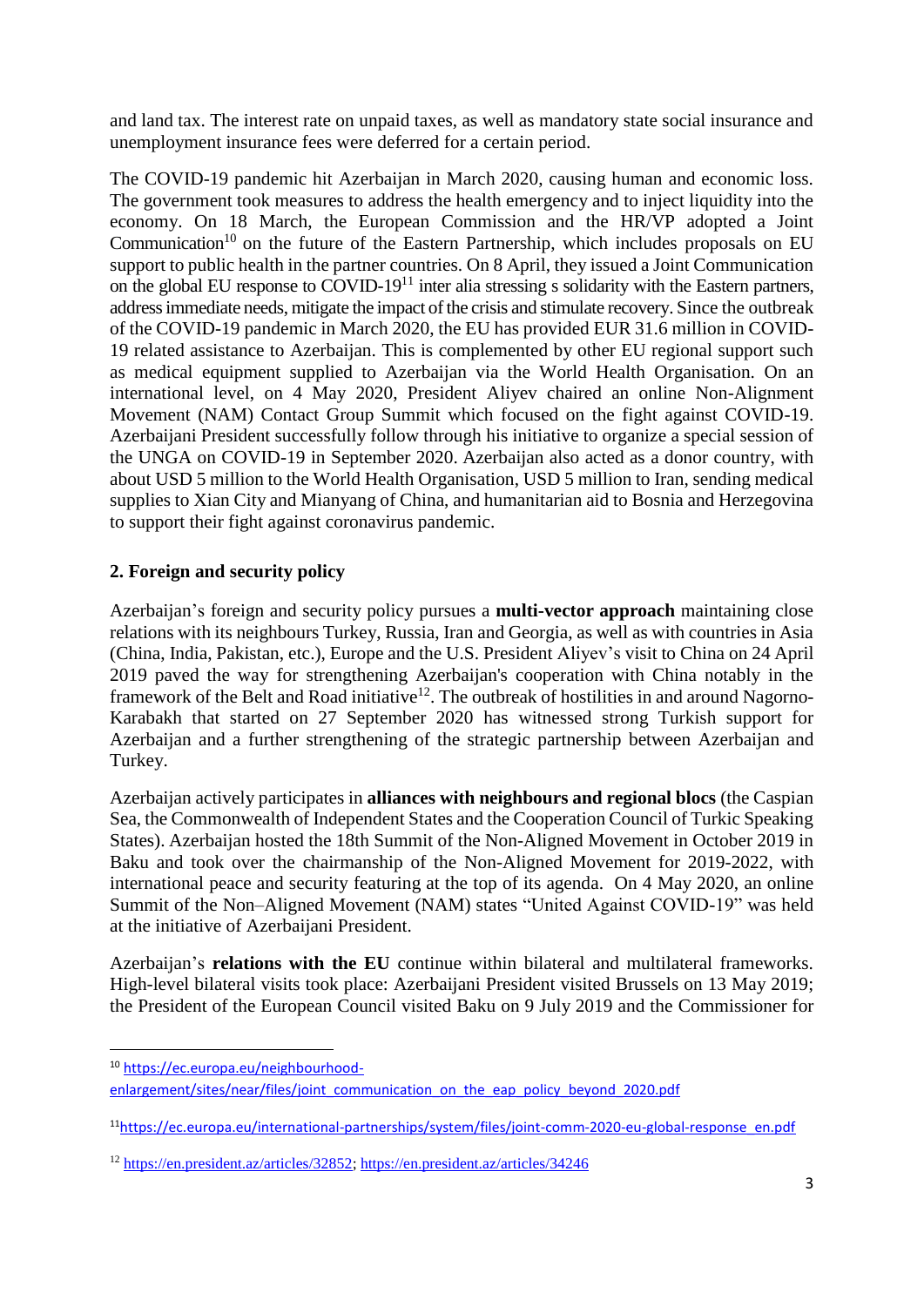and land tax. The interest rate on unpaid taxes, as well as mandatory state social insurance and unemployment insurance fees were deferred for a certain period.

The COVID-19 pandemic hit Azerbaijan in March 2020, causing human and economic loss. The government took measures to address the health emergency and to inject liquidity into the economy. On 18 March, the European Commission and the HR/VP adopted a Joint Communication[10] on the future of the Eastern Partnership, which includes proposals on EU support to public health in the partner countries. On 8 April, they issued a Joint Communication on the global EU response to COVID-19[11] inter alia stressing s solidarity with the Eastern partners, address immediate needs, mitigate the impact of the crisis and stimulate recovery. Since the outbreak of the COVID-19 pandemic in March 2020, the EU has provided EUR 31.6 million in COVID-19 related assistance to Azerbaijan. This is complemented by other EU regional support such as medical equipment supplied to Azerbaijan via the World Health Organisation. On an international level, on 4 May 2020, President Aliyev chaired an online Non-Alignment Movement (NAM) Contact Group Summit which focused on the fight against COVID-19. Azerbaijani President successfully follow through his initiative to organize a special session of the UNGA on COVID-19 in September 2020. Azerbaijan also acted as a donor country, with about USD 5 million to the World Health Organisation, USD 5 million to Iran, sending medical supplies to Xian City and Mianyang of China, and humanitarian aid to Bosnia and Herzegovina to support their fight against coronavirus pandemic.

## 2. Foreign and security policy

Azerbaijan's foreign and security policy pursues a **multi-vector approach** maintaining close relations with its neighbours Turkey, Russia, Iran and Georgia, as well as with countries in Asia (China, India, Pakistan, etc.), Europe and the U.S. President Aliyev's visit to China on 24 April 2019 paved the way for strengthening Azerbaijan's cooperation with China notably in the framework of the Belt and Road initiative[12]. The outbreak of hostilities in and around Nagorno-Karabakh that started on 27 September 2020 has witnessed strong Turkish support for Azerbaijan and a further strengthening of the strategic partnership between Azerbaijan and Turkey.

Azerbaijan actively participates in **alliances with neighbours and regional blocs** (the Caspian Sea, the Commonwealth of Independent States and the Cooperation Council of Turkic Speaking States). Azerbaijan hosted the 18th Summit of the Non-Aligned Movement in October 2019 in Baku and took over the chairmanship of the Non-Aligned Movement for 2019-2022, with international peace and security featuring at the top of its agenda. On 4 May 2020, an online Summit of the Non–Aligned Movement (NAM) states "United Against COVID-19" was held at the initiative of Azerbaijani President.

Azerbaijan's **relations with the EU** continue within bilateral and multilateral frameworks. High-level bilateral visits took place: Azerbaijani President visited Brussels on 13 May 2019; the President of the European Council visited Baku on 9 July 2019 and the Commissioner for

---

[10] https://ec.europa.eu/neighbourhood-enlargement/sites/near/files/joint_communication_on_the_eap_policy_beyond_2020.pdf

[11] https://ec.europa.eu/international-partnerships/system/files/joint-comm-2020-eu-global-response_en.pdf

[12] https://en.president.az/articles/32852; https://en.president.az/articles/34246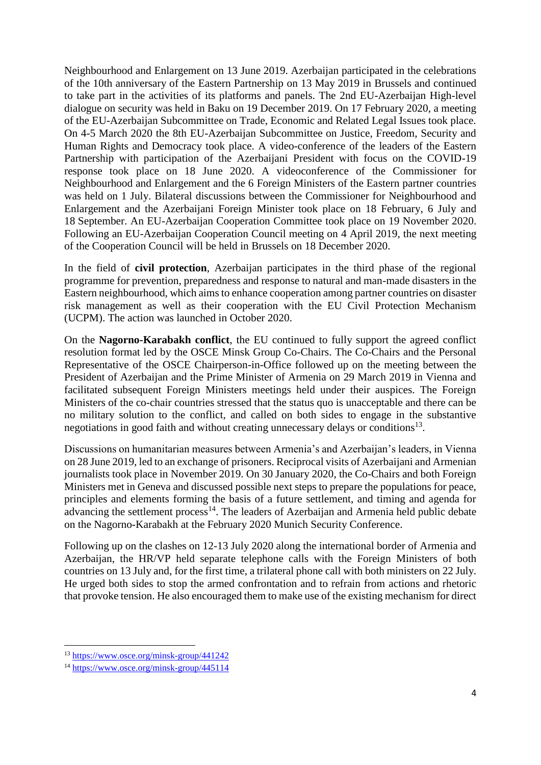Neighbourhood and Enlargement on 13 June 2019. Azerbaijan participated in the celebrations of the 10th anniversary of the Eastern Partnership on 13 May 2019 in Brussels and continued to take part in the activities of its platforms and panels. The 2nd EU-Azerbaijan High-level dialogue on security was held in Baku on 19 December 2019. On 17 February 2020, a meeting of the EU-Azerbaijan Subcommittee on Trade, Economic and Related Legal Issues took place. On 4-5 March 2020 the 8th EU-Azerbaijan Subcommittee on Justice, Freedom, Security and Human Rights and Democracy took place. A video-conference of the leaders of the Eastern Partnership with participation of the Azerbaijani President with focus on the COVID-19 response took place on 18 June 2020. A videoconference of the Commissioner for Neighbourhood and Enlargement and the 6 Foreign Ministers of the Eastern partner countries was held on 1 July. Bilateral discussions between the Commissioner for Neighbourhood and Enlargement and the Azerbaijani Foreign Minister took place on 18 February, 6 July and 18 September. An EU-Azerbaijan Cooperation Committee took place on 19 November 2020. Following an EU-Azerbaijan Cooperation Council meeting on 4 April 2019, the next meeting of the Cooperation Council will be held in Brussels on 18 December 2020.

In the field of **civil protection**, Azerbaijan participates in the third phase of the regional programme for prevention, preparedness and response to natural and man-made disasters in the Eastern neighbourhood, which aims to enhance cooperation among partner countries on disaster risk management as well as their cooperation with the EU Civil Protection Mechanism (UCPM). The action was launched in October 2020.

On the **Nagorno-Karabakh conflict**, the EU continued to fully support the agreed conflict resolution format led by the OSCE Minsk Group Co-Chairs. The Co-Chairs and the Personal Representative of the OSCE Chairperson-in-Office followed up on the meeting between the President of Azerbaijan and the Prime Minister of Armenia on 29 March 2019 in Vienna and facilitated subsequent Foreign Ministers meetings held under their auspices. The Foreign Ministers of the co-chair countries stressed that the status quo is unacceptable and there can be no military solution to the conflict, and called on both sides to engage in the substantive negotiations in good faith and without creating unnecessary delays or conditions[13].

Discussions on humanitarian measures between Armenia's and Azerbaijan's leaders, in Vienna on 28 June 2019, led to an exchange of prisoners. Reciprocal visits of Azerbaijani and Armenian journalists took place in November 2019. On 30 January 2020, the Co-Chairs and both Foreign Ministers met in Geneva and discussed possible next steps to prepare the populations for peace, principles and elements forming the basis of a future settlement, and timing and agenda for advancing the settlement process[14]. The leaders of Azerbaijan and Armenia held public debate on the Nagorno-Karabakh at the February 2020 Munich Security Conference.

Following up on the clashes on 12-13 July 2020 along the international border of Armenia and Azerbaijan, the HR/VP held separate telephone calls with the Foreign Ministers of both countries on 13 July and, for the first time, a trilateral phone call with both ministers on 22 July. He urged both sides to stop the armed confrontation and to refrain from actions and rhetoric that provoke tension. He also encouraged them to make use of the existing mechanism for direct

---

[13] https://www.osce.org/minsk-group/441242

[14] https://www.osce.org/minsk-group/445114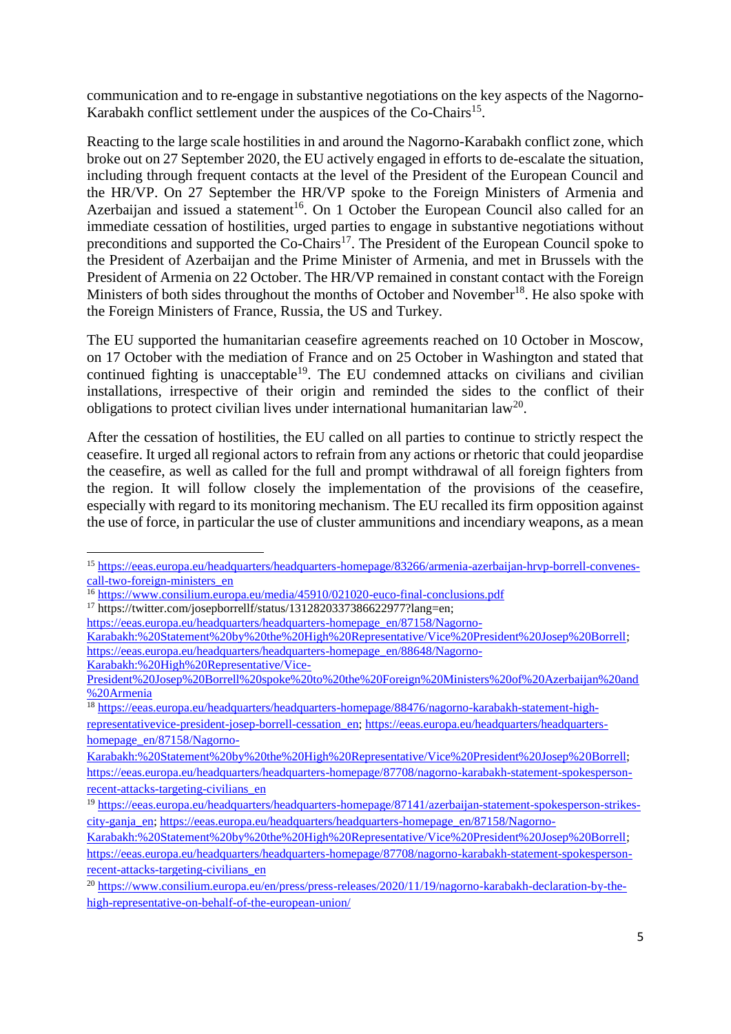communication and to re-engage in substantive negotiations on the key aspects of the Nagorno-Karabakh conflict settlement under the auspices of the Co-Chairs[15].

Reacting to the large scale hostilities in and around the Nagorno-Karabakh conflict zone, which broke out on 27 September 2020, the EU actively engaged in efforts to de-escalate the situation, including through frequent contacts at the level of the President of the European Council and the HR/VP. On 27 September the HR/VP spoke to the Foreign Ministers of Armenia and Azerbaijan and issued a statement[16]. On 1 October the European Council also called for an immediate cessation of hostilities, urged parties to engage in substantive negotiations without preconditions and supported the Co-Chairs[17]. The President of the European Council spoke to the President of Azerbaijan and the Prime Minister of Armenia, and met in Brussels with the President of Armenia on 22 October. The HR/VP remained in constant contact with the Foreign Ministers of both sides throughout the months of October and November[18]. He also spoke with the Foreign Ministers of France, Russia, the US and Turkey.

The EU supported the humanitarian ceasefire agreements reached on 10 October in Moscow, on 17 October with the mediation of France and on 25 October in Washington and stated that continued fighting is unacceptable[19]. The EU condemned attacks on civilians and civilian installations, irrespective of their origin and reminded the sides to the conflict of their obligations to protect civilian lives under international humanitarian law[20].

After the cessation of hostilities, the EU called on all parties to continue to strictly respect the ceasefire. It urged all regional actors to refrain from any actions or rhetoric that could jeopardise the ceasefire, as well as called for the full and prompt withdrawal of all foreign fighters from the region. It will follow closely the implementation of the provisions of the ceasefire, especially with regard to its monitoring mechanism. The EU recalled its firm opposition against the use of force, in particular the use of cluster ammunitions and incendiary weapons, as a mean

---

[15] https://eeas.europa.eu/headquarters/headquarters-homepage/83266/armenia-azerbaijan-hrvp-borrell-convenes-call-two-foreign-ministers_en

[16] https://www.consilium.europa.eu/media/45910/021020-euco-final-conclusions.pdf

[17] https://twitter.com/josepborrellf/status/1312820337386622977?lang=en; https://eeas.europa.eu/headquarters/headquarters-homepage_en/87158/Nagorno-Karabakh:%20Statement%20by%20the%20High%20Representative/Vice%20President%20Josep%20Borrell; https://eeas.europa.eu/headquarters/headquarters-homepage_en/88648/Nagorno-Karabakh:%20High%20Representative/Vice-President%20Josep%20Borrell%20spoke%20to%20the%20Foreign%20Ministers%20of%20Azerbaijan%20and%20Armenia

[18] https://eeas.europa.eu/headquarters/headquarters-homepage/88476/nagorno-karabakh-statement-high-representativevice-president-josep-borrell-cessation_en; https://eeas.europa.eu/headquarters/headquarters-homepage_en/87158/Nagorno-Karabakh:%20Statement%20by%20the%20High%20Representative/Vice%20President%20Josep%20Borrell; https://eeas.europa.eu/headquarters/headquarters-homepage/87708/nagorno-karabakh-statement-spokesperson-recent-attacks-targeting-civilians_en

[19] https://eeas.europa.eu/headquarters/headquarters-homepage/87141/azerbaijan-statement-spokesperson-strikes-city-ganja_en; https://eeas.europa.eu/headquarters/headquarters-homepage_en/87158/Nagorno-Karabakh:%20Statement%20by%20the%20High%20Representative/Vice%20President%20Josep%20Borrell; https://eeas.europa.eu/headquarters/headquarters-homepage/87708/nagorno-karabakh-statement-spokesperson-recent-attacks-targeting-civilians_en

[20] https://www.consilium.europa.eu/en/press/press-releases/2020/11/19/nagorno-karabakh-declaration-by-the-high-representative-on-behalf-of-the-european-union/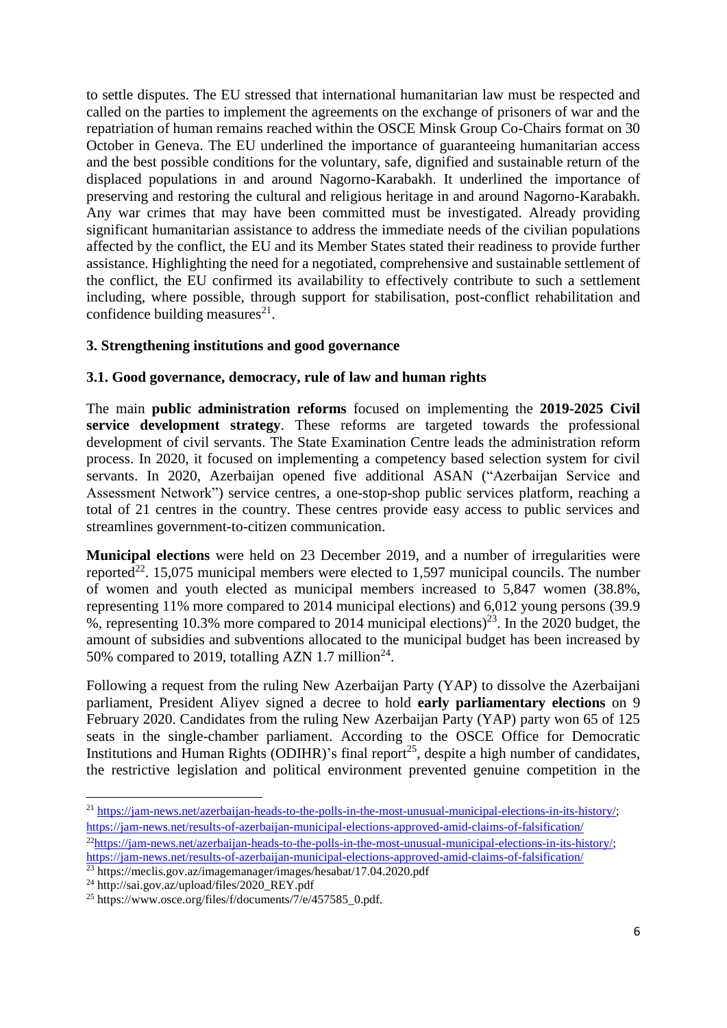to settle disputes. The EU stressed that international humanitarian law must be respected and called on the parties to implement the agreements on the exchange of prisoners of war and the repatriation of human remains reached within the OSCE Minsk Group Co-Chairs format on 30 October in Geneva. The EU underlined the importance of guaranteeing humanitarian access and the best possible conditions for the voluntary, safe, dignified and sustainable return of the displaced populations in and around Nagorno-Karabakh. It underlined the importance of preserving and restoring the cultural and religious heritage in and around Nagorno-Karabakh. Any war crimes that may have been committed must be investigated. Already providing significant humanitarian assistance to address the immediate needs of the civilian populations affected by the conflict, the EU and its Member States stated their readiness to provide further assistance. Highlighting the need for a negotiated, comprehensive and sustainable settlement of the conflict, the EU confirmed its availability to effectively contribute to such a settlement including, where possible, through support for stabilisation, post-conflict rehabilitation and confidence building measures[21].

## 3. Strengthening institutions and good governance

### 3.1. Good governance, democracy, rule of law and human rights

The main **public administration reforms** focused on implementing the **2019-2025 Civil service development strategy**. These reforms are targeted towards the professional development of civil servants. The State Examination Centre leads the administration reform process. In 2020, it focused on implementing a competency based selection system for civil servants. In 2020, Azerbaijan opened five additional ASAN ("Azerbaijan Service and Assessment Network") service centres, a one-stop-shop public services platform, reaching a total of 21 centres in the country. These centres provide easy access to public services and streamlines government-to-citizen communication.

**Municipal elections** were held on 23 December 2019, and a number of irregularities were reported[22]. 15,075 municipal members were elected to 1,597 municipal councils. The number of women and youth elected as municipal members increased to 5,847 women (38.8%, representing 11% more compared to 2014 municipal elections) and 6,012 young persons (39.9 %, representing 10.3% more compared to 2014 municipal elections)[23]. In the 2020 budget, the amount of subsidies and subventions allocated to the municipal budget has been increased by 50% compared to 2019, totalling AZN 1.7 million[24].

Following a request from the ruling New Azerbaijan Party (YAP) to dissolve the Azerbaijani parliament, President Aliyev signed a decree to hold **early parliamentary elections** on 9 February 2020. Candidates from the ruling New Azerbaijan Party (YAP) party won 65 of 125 seats in the single-chamber parliament. According to the OSCE Office for Democratic Institutions and Human Rights (ODIHR)'s final report[25], despite a high number of candidates, the restrictive legislation and political environment prevented genuine competition in the

---

[21] https://jam-news.net/azerbaijan-heads-to-the-polls-in-the-most-unusual-municipal-elections-in-its-history/; https://jam-news.net/results-of-azerbaijan-municipal-elections-approved-amid-claims-of-falsification/

[22] https://jam-news.net/azerbaijan-heads-to-the-polls-in-the-most-unusual-municipal-elections-in-its-history/; https://jam-news.net/results-of-azerbaijan-municipal-elections-approved-amid-claims-of-falsification/

[23] https://meclis.gov.az/imagemanager/images/hesabat/17.04.2020.pdf

[24] http://sai.gov.az/upload/files/2020_REY.pdf

[25] https://www.osce.org/files/f/documents/7/e/457585_0.pdf.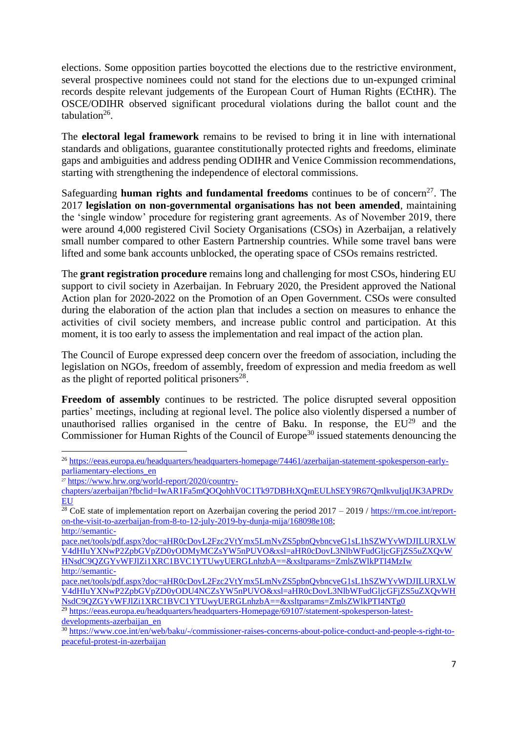elections. Some opposition parties boycotted the elections due to the restrictive environment, several prospective nominees could not stand for the elections due to un-expunged criminal records despite relevant judgements of the European Court of Human Rights (ECtHR). The OSCE/ODIHR observed significant procedural violations during the ballot count and the tabulation[26].

The **electoral legal framework** remains to be revised to bring it in line with international standards and obligations, guarantee constitutionally protected rights and freedoms, eliminate gaps and ambiguities and address pending ODIHR and Venice Commission recommendations, starting with strengthening the independence of electoral commissions.

Safeguarding **human rights and fundamental freedoms** continues to be of concern[27]. The 2017 **legislation on non-governmental organisations has not been amended**, maintaining the 'single window' procedure for registering grant agreements. As of November 2019, there were around 4,000 registered Civil Society Organisations (CSOs) in Azerbaijan, a relatively small number compared to other Eastern Partnership countries. While some travel bans were lifted and some bank accounts unblocked, the operating space of CSOs remains restricted.

The **grant registration procedure** remains long and challenging for most CSOs, hindering EU support to civil society in Azerbaijan. In February 2020, the President approved the National Action plan for 2020-2022 on the Promotion of an Open Government. CSOs were consulted during the elaboration of the action plan that includes a section on measures to enhance the activities of civil society members, and increase public control and participation. At this moment, it is too early to assess the implementation and real impact of the action plan.

The Council of Europe expressed deep concern over the freedom of association, including the legislation on NGOs, freedom of assembly, freedom of expression and media freedom as well as the plight of reported political prisoners[28].

**Freedom of assembly** continues to be restricted. The police disrupted several opposition parties' meetings, including at regional level. The police also violently dispersed a number of unauthorised rallies organised in the centre of Baku. In response, the EU[29] and the Commissioner for Human Rights of the Council of Europe[30] issued statements denouncing the

---

[26] https://eeas.europa.eu/headquarters/headquarters-homepage/74461/azerbaijan-statement-spokesperson-early-parliamentary-elections_en

[27] https://www.hrw.org/world-report/2020/country-chapters/azerbaijan?fbclid=IwAR1Fa5mQOQohhV0C1Tk97DBHtXQmEULhSEY9R67QmlkvuIjqIJK3APRDvEU

[28] CoE state of implementation report on Azerbaijan covering the period 2017 – 2019 / https://rm.coe.int/report-on-the-visit-to-azerbaijan-from-8-to-12-july-2019-by-dunja-mija/168098e108; http://semantic-pace.net/tools/pdf.aspx?doc=aHR0cDovL2Fzc2VtYmx5LmNvZS5pbnQvbncveG1sL1hSZWYvWDJILURXLWV4dHIuYXNwP2ZpbGVpZD0yMCZsYW5nPUVO&xsl=aHR0cDovL3NlbWFudGljcGFjZS5uZXQvWHNsdC9QZGYvWFJlZi1XRC1BVC1YTUwyUERGLnhzbA==&xsltparams=ZmlsZWlkPTI4MzIw http://semantic-pace.net/tools/pdf.aspx?doc=aHR0cDovL2Fzc2VtYmx5LmNvZS5pbnQvbncveG1sL1hSZWYvWDJILURXLWV4dHIuYXNwP2ZpbGVpZD0yODU4NCZsYW5nPUVO&xsl=aHR0cDovL3NlbWFudGljcGFjZS5uZXQvWHNsdC9QZGYvWFJlZi1XRC1BVC1YTUwyUERGLnhzbA==&xsltparams=ZmlsZWlkPTI4NTg0

[29] https://eeas.europa.eu/headquarters/headquarters-Homepage/69107/statement-spokesperson-latest-developments-azerbaijan_en

[30] https://www.coe.int/en/web/baku/-/commissioner-raises-concerns-about-police-conduct-and-people-s-right-to-peaceful-protest-in-azerbaijan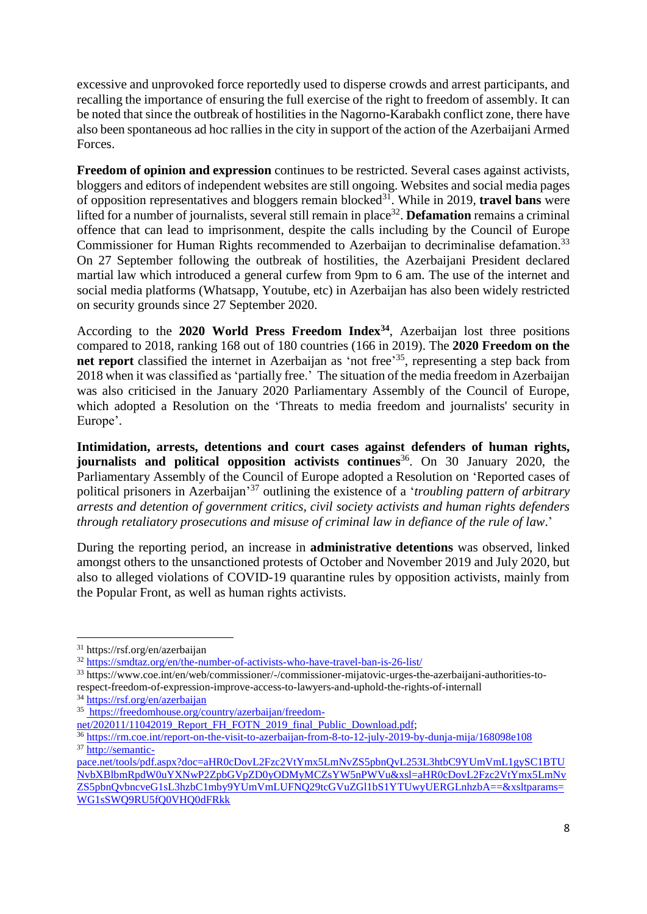excessive and unprovoked force reportedly used to disperse crowds and arrest participants, and recalling the importance of ensuring the full exercise of the right to freedom of assembly. It can be noted that since the outbreak of hostilities in the Nagorno-Karabakh conflict zone, there have also been spontaneous ad hoc rallies in the city in support of the action of the Azerbaijani Armed Forces.

**Freedom of opinion and expression** continues to be restricted. Several cases against activists, bloggers and editors of independent websites are still ongoing. Websites and social media pages of opposition representatives and bloggers remain blocked[31]. While in 2019, **travel bans** were lifted for a number of journalists, several still remain in place[32]. **Defamation** remains a criminal offence that can lead to imprisonment, despite the calls including by the Council of Europe Commissioner for Human Rights recommended to Azerbaijan to decriminalise defamation.[33] On 27 September following the outbreak of hostilities, the Azerbaijani President declared martial law which introduced a general curfew from 9pm to 6 am. The use of the internet and social media platforms (Whatsapp, Youtube, etc) in Azerbaijan has also been widely restricted on security grounds since 27 September 2020.

According to the **2020 World Press Freedom Index**[34], Azerbaijan lost three positions compared to 2018, ranking 168 out of 180 countries (166 in 2019). The **2020 Freedom on the net report** classified the internet in Azerbaijan as 'not free'[35], representing a step back from 2018 when it was classified as 'partially free.' The situation of the media freedom in Azerbaijan was also criticised in the January 2020 Parliamentary Assembly of the Council of Europe, which adopted a Resolution on the 'Threats to media freedom and journalists' security in Europe'.

**Intimidation, arrests, detentions and court cases against defenders of human rights, journalists and political opposition activists continues**[36]. On 30 January 2020, the Parliamentary Assembly of the Council of Europe adopted a Resolution on 'Reported cases of political prisoners in Azerbaijan'[37] outlining the existence of a '*troubling pattern of arbitrary arrests and detention of government critics, civil society activists and human rights defenders through retaliatory prosecutions and misuse of criminal law in defiance of the rule of law*.'

During the reporting period, an increase in **administrative detentions** was observed, linked amongst others to the unsanctioned protests of October and November 2019 and July 2020, but also to alleged violations of COVID-19 quarantine rules by opposition activists, mainly from the Popular Front, as well as human rights activists.

---

[31] https://rsf.org/en/azerbaijan

[32] https://smdtaz.org/en/the-number-of-activists-who-have-travel-ban-is-26-list/

[33] https://www.coe.int/en/web/commissioner/-/commissioner-mijatovic-urges-the-azerbaijani-authorities-to-respect-freedom-of-expression-improve-access-to-lawyers-and-uphold-the-rights-of-internall

[34] https://rsf.org/en/azerbaijan

[35] https://freedomhouse.org/country/azerbaijan/freedom-net/202011/11042019_Report_FH_FOTN_2019_final_Public_Download.pdf;

[36] https://rm.coe.int/report-on-the-visit-to-azerbaijan-from-8-to-12-july-2019-by-dunja-mija/168098e108

[37] http://semantic-pace.net/tools/pdf.aspx?doc=aHR0cDovL2Fzc2VtYmx5LmNvZS5pbnQvL253L3htbC9YUmVmL1gySC1BTUNvbXBlbmRpdW0uYXNwP2ZpbGVpZD0yODMyMCZsYW5nPWVu&xsl=aHR0cDovL2Fzc2VtYmx5LmNvZS5pbnQvbncveG1sL3hzbC1mby9YUmVmLUFNQ29tcGVuZGl1bS1YTUwyUERGLnhzbA==&xsltparams=WG1sSWQ9RU5fQ0VHQ0dFRkk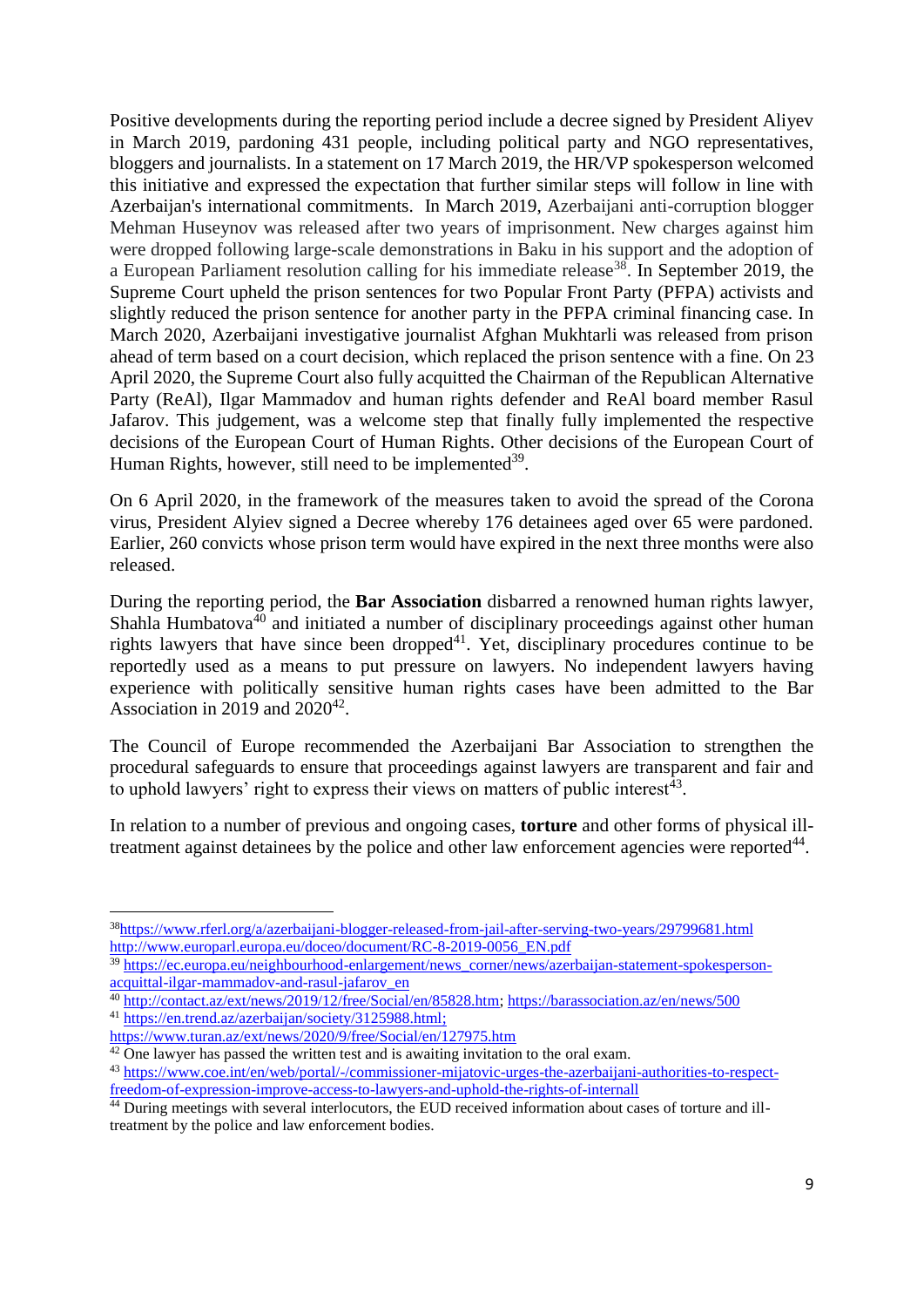Positive developments during the reporting period include a decree signed by President Aliyev in March 2019, pardoning 431 people, including political party and NGO representatives, bloggers and journalists. In a statement on 17 March 2019, the HR/VP spokesperson welcomed this initiative and expressed the expectation that further similar steps will follow in line with Azerbaijan's international commitments. In March 2019, Azerbaijani anti-corruption blogger Mehman Huseynov was released after two years of imprisonment. New charges against him were dropped following large-scale demonstrations in Baku in his support and the adoption of a European Parliament resolution calling for his immediate release[38]. In September 2019, the Supreme Court upheld the prison sentences for two Popular Front Party (PFPA) activists and slightly reduced the prison sentence for another party in the PFPA criminal financing case. In March 2020, Azerbaijani investigative journalist Afghan Mukhtarli was released from prison ahead of term based on a court decision, which replaced the prison sentence with a fine. On 23 April 2020, the Supreme Court also fully acquitted the Chairman of the Republican Alternative Party (ReAl), Ilgar Mammadov and human rights defender and ReAl board member Rasul Jafarov. This judgement, was a welcome step that finally fully implemented the respective decisions of the European Court of Human Rights. Other decisions of the European Court of Human Rights, however, still need to be implemented[39].

On 6 April 2020, in the framework of the measures taken to avoid the spread of the Corona virus, President Alyiev signed a Decree whereby 176 detainees aged over 65 were pardoned. Earlier, 260 convicts whose prison term would have expired in the next three months were also released.

During the reporting period, the **Bar Association** disbarred a renowned human rights lawyer, Shahla Humbatova[40] and initiated a number of disciplinary proceedings against other human rights lawyers that have since been dropped[41]. Yet, disciplinary procedures continue to be reportedly used as a means to put pressure on lawyers. No independent lawyers having experience with politically sensitive human rights cases have been admitted to the Bar Association in 2019 and 2020[42].

The Council of Europe recommended the Azerbaijani Bar Association to strengthen the procedural safeguards to ensure that proceedings against lawyers are transparent and fair and to uphold lawyers' right to express their views on matters of public interest[43].

In relation to a number of previous and ongoing cases, **torture** and other forms of physical ill-treatment against detainees by the police and other law enforcement agencies were reported[44].

---

[38] https://www.rferl.org/a/azerbaijani-blogger-released-from-jail-after-serving-two-years/29799681.html http://www.europarl.europa.eu/doceo/document/RC-8-2019-0056_EN.pdf

[39] https://ec.europa.eu/neighbourhood-enlargement/news_corner/news/azerbaijan-statement-spokesperson-acquittal-ilgar-mammadov-and-rasul-jafarov_en

[40] http://contact.az/ext/news/2019/12/free/Social/en/85828.htm; https://barassociation.az/en/news/500

[41] https://en.trend.az/azerbaijan/society/3125988.html; https://www.turan.az/ext/news/2020/9/free/Social/en/127975.htm

[42] One lawyer has passed the written test and is awaiting invitation to the oral exam.

[43] https://www.coe.int/en/web/portal/-/commissioner-mijatovic-urges-the-azerbaijani-authorities-to-respect-freedom-of-expression-improve-access-to-lawyers-and-uphold-the-rights-of-internall

[44] During meetings with several interlocutors, the EUD received information about cases of torture and ill-treatment by the police and law enforcement bodies.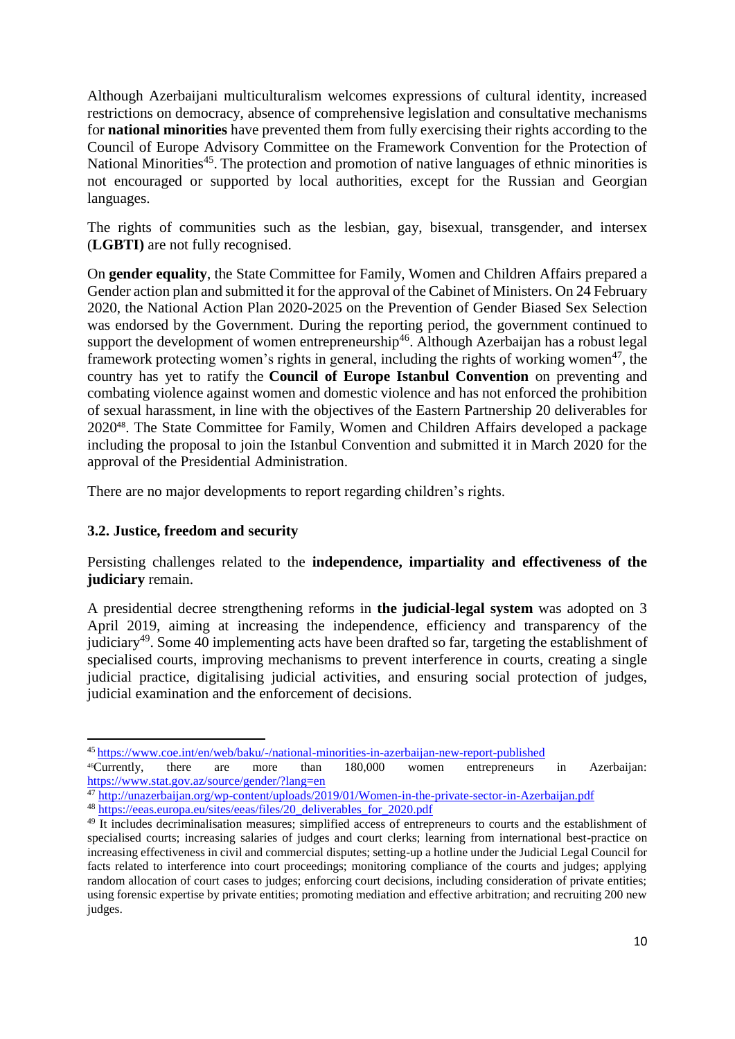Although Azerbaijani multiculturalism welcomes expressions of cultural identity, increased restrictions on democracy, absence of comprehensive legislation and consultative mechanisms for **national minorities** have prevented them from fully exercising their rights according to the Council of Europe Advisory Committee on the Framework Convention for the Protection of National Minorities[45]. The protection and promotion of native languages of ethnic minorities is not encouraged or supported by local authorities, except for the Russian and Georgian languages.

The rights of communities such as the lesbian, gay, bisexual, transgender, and intersex (**LGBTI)** are not fully recognised.

On **gender equality**, the State Committee for Family, Women and Children Affairs prepared a Gender action plan and submitted it for the approval of the Cabinet of Ministers. On 24 February 2020, the National Action Plan 2020-2025 on the Prevention of Gender Biased Sex Selection was endorsed by the Government. During the reporting period, the government continued to support the development of women entrepreneurship[46]. Although Azerbaijan has a robust legal framework protecting women's rights in general, including the rights of working women[47], the country has yet to ratify the **Council of Europe Istanbul Convention** on preventing and combating violence against women and domestic violence and has not enforced the prohibition of sexual harassment, in line with the objectives of the Eastern Partnership 20 deliverables for 2020[48]. The State Committee for Family, Women and Children Affairs developed a package including the proposal to join the Istanbul Convention and submitted it in March 2020 for the approval of the Presidential Administration.

There are no major developments to report regarding children's rights.

### 3.2. Justice, freedom and security

Persisting challenges related to the **independence, impartiality and effectiveness of the judiciary** remain.

A presidential decree strengthening reforms in **the judicial-legal system** was adopted on 3 April 2019, aiming at increasing the independence, efficiency and transparency of the judiciary[49]. Some 40 implementing acts have been drafted so far, targeting the establishment of specialised courts, improving mechanisms to prevent interference in courts, creating a single judicial practice, digitalising judicial activities, and ensuring social protection of judges, judicial examination and the enforcement of decisions.

---

[45] https://www.coe.int/en/web/baku/-/national-minorities-in-azerbaijan-new-report-published

[46] Currently, there are more than 180,000 women entrepreneurs in Azerbaijan: https://www.stat.gov.az/source/gender/?lang=en

[47] http://unazerbaijan.org/wp-content/uploads/2019/01/Women-in-the-private-sector-in-Azerbaijan.pdf

[48] https://eeas.europa.eu/sites/eeas/files/20_deliverables_for_2020.pdf

[49] It includes decriminalisation measures; simplified access of entrepreneurs to courts and the establishment of specialised courts; increasing salaries of judges and court clerks; learning from international best-practice on increasing effectiveness in civil and commercial disputes; setting-up a hotline under the Judicial Legal Council for facts related to interference into court proceedings; monitoring compliance of the courts and judges; applying random allocation of court cases to judges; enforcing court decisions, including consideration of private entities; using forensic expertise by private entities; promoting mediation and effective arbitration; and recruiting 200 new judges.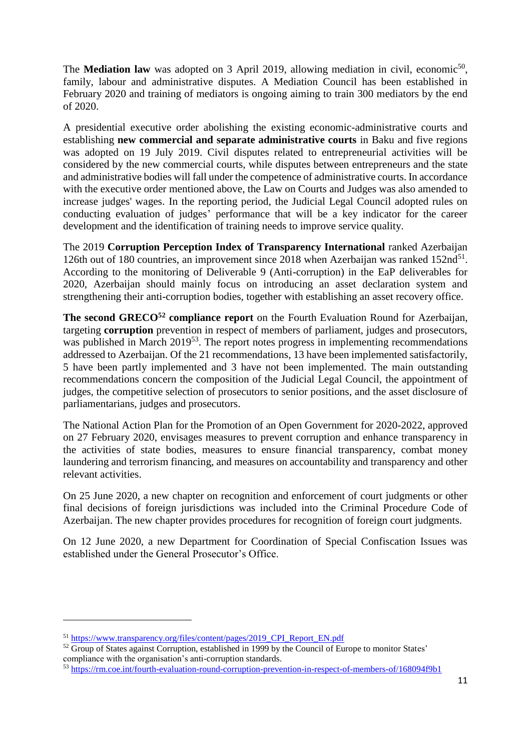The **Mediation law** was adopted on 3 April 2019, allowing mediation in civil, economic[50], family, labour and administrative disputes. A Mediation Council has been established in February 2020 and training of mediators is ongoing aiming to train 300 mediators by the end of 2020.

A presidential executive order abolishing the existing economic-administrative courts and establishing **new commercial and separate administrative courts** in Baku and five regions was adopted on 19 July 2019. Civil disputes related to entrepreneurial activities will be considered by the new commercial courts, while disputes between entrepreneurs and the state and administrative bodies will fall under the competence of administrative courts. In accordance with the executive order mentioned above, the Law on Courts and Judges was also amended to increase judges' wages. In the reporting period, the Judicial Legal Council adopted rules on conducting evaluation of judges' performance that will be a key indicator for the career development and the identification of training needs to improve service quality.

The 2019 **Corruption Perception Index of Transparency International** ranked Azerbaijan 126th out of 180 countries, an improvement since 2018 when Azerbaijan was ranked 152nd[51]. According to the monitoring of Deliverable 9 (Anti-corruption) in the EaP deliverables for 2020, Azerbaijan should mainly focus on introducing an asset declaration system and strengthening their anti-corruption bodies, together with establishing an asset recovery office.

**The second GRECO[52] compliance report** on the Fourth Evaluation Round for Azerbaijan, targeting **corruption** prevention in respect of members of parliament, judges and prosecutors, was published in March 2019[53]. The report notes progress in implementing recommendations addressed to Azerbaijan. Of the 21 recommendations, 13 have been implemented satisfactorily, 5 have been partly implemented and 3 have not been implemented. The main outstanding recommendations concern the composition of the Judicial Legal Council, the appointment of judges, the competitive selection of prosecutors to senior positions, and the asset disclosure of parliamentarians, judges and prosecutors.

The National Action Plan for the Promotion of an Open Government for 2020-2022, approved on 27 February 2020, envisages measures to prevent corruption and enhance transparency in the activities of state bodies, measures to ensure financial transparency, combat money laundering and terrorism financing, and measures on accountability and transparency and other relevant activities.

On 25 June 2020, a new chapter on recognition and enforcement of court judgments or other final decisions of foreign jurisdictions was included into the Criminal Procedure Code of Azerbaijan. The new chapter provides procedures for recognition of foreign court judgments.

On 12 June 2020, a new Department for Coordination of Special Confiscation Issues was established under the General Prosecutor's Office.

---

[51] https://www.transparency.org/files/content/pages/2019_CPI_Report_EN.pdf

[52] Group of States against Corruption, established in 1999 by the Council of Europe to monitor States' compliance with the organisation's anti-corruption standards.

[53] https://rm.coe.int/fourth-evaluation-round-corruption-prevention-in-respect-of-members-of/168094f9b1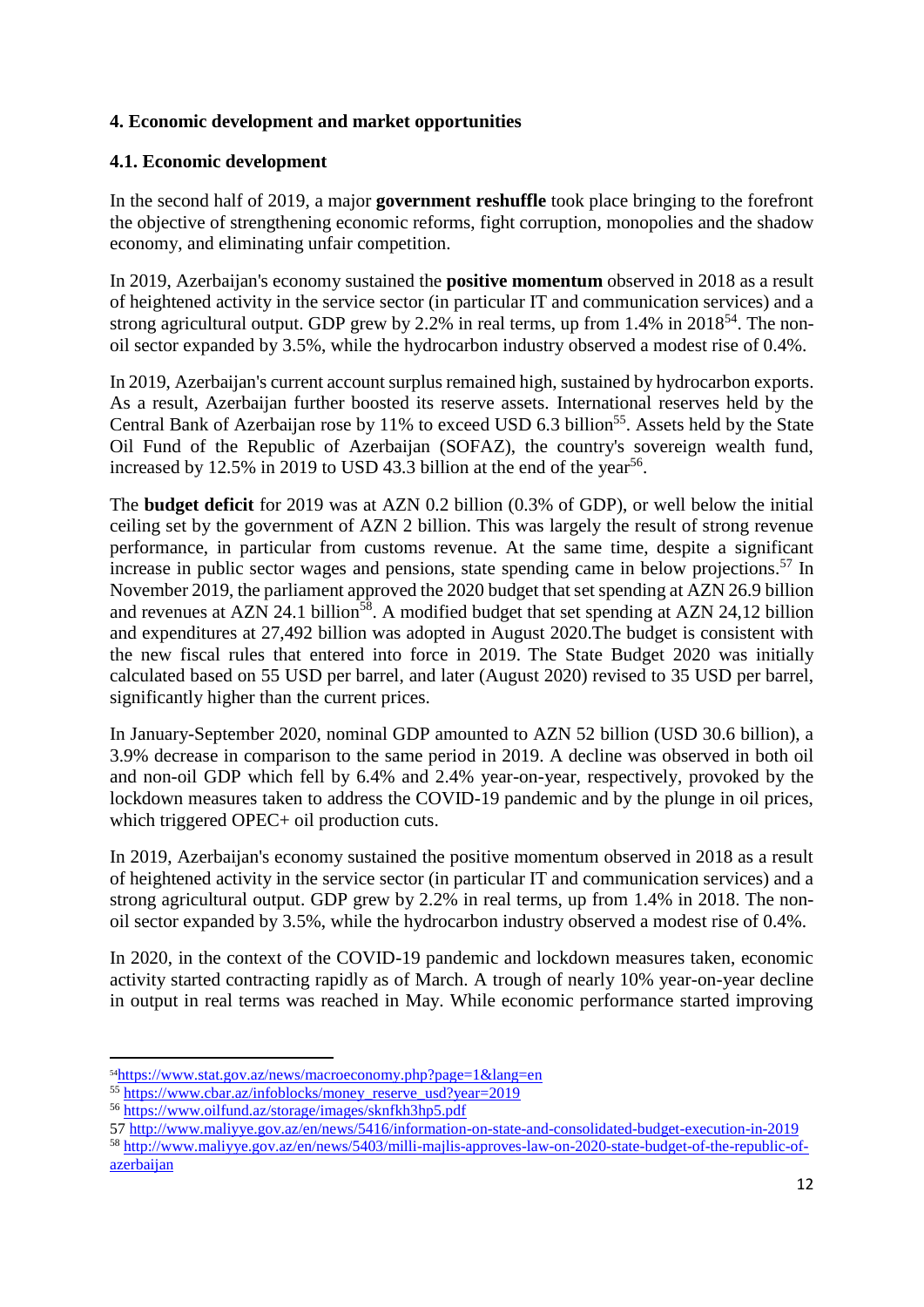## 4. Economic development and market opportunities

### 4.1. Economic development

In the second half of 2019, a major **government reshuffle** took place bringing to the forefront the objective of strengthening economic reforms, fight corruption, monopolies and the shadow economy, and eliminating unfair competition.

In 2019, Azerbaijan's economy sustained the **positive momentum** observed in 2018 as a result of heightened activity in the service sector (in particular IT and communication services) and a strong agricultural output. GDP grew by 2.2% in real terms, up from 1.4% in 2018[54]. The non-oil sector expanded by 3.5%, while the hydrocarbon industry observed a modest rise of 0.4%.

In 2019, Azerbaijan's current account surplus remained high, sustained by hydrocarbon exports. As a result, Azerbaijan further boosted its reserve assets. International reserves held by the Central Bank of Azerbaijan rose by 11% to exceed USD 6.3 billion[55]. Assets held by the State Oil Fund of the Republic of Azerbaijan (SOFAZ), the country's sovereign wealth fund, increased by 12.5% in 2019 to USD 43.3 billion at the end of the year[56].

The **budget deficit** for 2019 was at AZN 0.2 billion (0.3% of GDP), or well below the initial ceiling set by the government of AZN 2 billion. This was largely the result of strong revenue performance, in particular from customs revenue. At the same time, despite a significant increase in public sector wages and pensions, state spending came in below projections.[57] In November 2019, the parliament approved the 2020 budget that set spending at AZN 26.9 billion and revenues at AZN 24.1 billion[58]. A modified budget that set spending at AZN 24,12 billion and expenditures at 27,492 billion was adopted in August 2020.The budget is consistent with the new fiscal rules that entered into force in 2019. The State Budget 2020 was initially calculated based on 55 USD per barrel, and later (August 2020) revised to 35 USD per barrel, significantly higher than the current prices.

In January-September 2020, nominal GDP amounted to AZN 52 billion (USD 30.6 billion), a 3.9% decrease in comparison to the same period in 2019. A decline was observed in both oil and non-oil GDP which fell by 6.4% and 2.4% year-on-year, respectively, provoked by the lockdown measures taken to address the COVID-19 pandemic and by the plunge in oil prices, which triggered OPEC+ oil production cuts.

In 2019, Azerbaijan's economy sustained the positive momentum observed in 2018 as a result of heightened activity in the service sector (in particular IT and communication services) and a strong agricultural output. GDP grew by 2.2% in real terms, up from 1.4% in 2018. The non-oil sector expanded by 3.5%, while the hydrocarbon industry observed a modest rise of 0.4%.

In 2020, in the context of the COVID-19 pandemic and lockdown measures taken, economic activity started contracting rapidly as of March. A trough of nearly 10% year-on-year decline in output in real terms was reached in May. While economic performance started improving

---

[54] https://www.stat.gov.az/news/macroeconomy.php?page=1&lang=en

[55] https://www.cbar.az/infoblocks/money_reserve_usd?year=2019

[56] https://www.oilfund.az/storage/images/sknfkh3hp5.pdf

[57] http://www.maliyye.gov.az/en/news/5416/information-on-state-and-consolidated-budget-execution-in-2019

[58] http://www.maliyye.gov.az/en/news/5403/milli-majlis-approves-law-on-2020-state-budget-of-the-republic-of-azerbaijan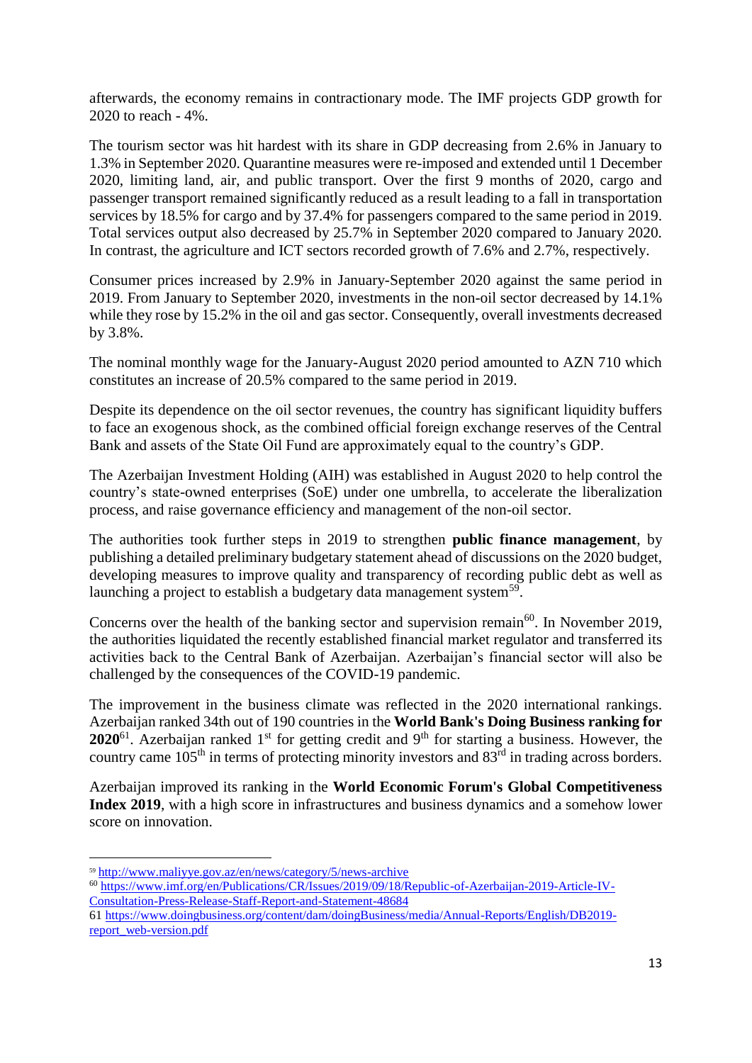afterwards, the economy remains in contractionary mode. The IMF projects GDP growth for 2020 to reach - 4%.

The tourism sector was hit hardest with its share in GDP decreasing from 2.6% in January to 1.3% in September 2020. Quarantine measures were re-imposed and extended until 1 December 2020, limiting land, air, and public transport. Over the first 9 months of 2020, cargo and passenger transport remained significantly reduced as a result leading to a fall in transportation services by 18.5% for cargo and by 37.4% for passengers compared to the same period in 2019. Total services output also decreased by 25.7% in September 2020 compared to January 2020. In contrast, the agriculture and ICT sectors recorded growth of 7.6% and 2.7%, respectively.

Consumer prices increased by 2.9% in January-September 2020 against the same period in 2019. From January to September 2020, investments in the non-oil sector decreased by 14.1% while they rose by 15.2% in the oil and gas sector. Consequently, overall investments decreased by 3.8%.

The nominal monthly wage for the January-August 2020 period amounted to AZN 710 which constitutes an increase of 20.5% compared to the same period in 2019.

Despite its dependence on the oil sector revenues, the country has significant liquidity buffers to face an exogenous shock, as the combined official foreign exchange reserves of the Central Bank and assets of the State Oil Fund are approximately equal to the country's GDP.

The Azerbaijan Investment Holding (AIH) was established in August 2020 to help control the country's state-owned enterprises (SoE) under one umbrella, to accelerate the liberalization process, and raise governance efficiency and management of the non-oil sector.

The authorities took further steps in 2019 to strengthen **public finance management**, by publishing a detailed preliminary budgetary statement ahead of discussions on the 2020 budget, developing measures to improve quality and transparency of recording public debt as well as launching a project to establish a budgetary data management system[59].

Concerns over the health of the banking sector and supervision remain[60]. In November 2019, the authorities liquidated the recently established financial market regulator and transferred its activities back to the Central Bank of Azerbaijan. Azerbaijan's financial sector will also be challenged by the consequences of the COVID-19 pandemic.

The improvement in the business climate was reflected in the 2020 international rankings. Azerbaijan ranked 34th out of 190 countries in the **World Bank's Doing Business ranking for 2020**[61]. Azerbaijan ranked 1st for getting credit and 9th for starting a business. However, the country came 105th in terms of protecting minority investors and 83rd in trading across borders.

Azerbaijan improved its ranking in the **World Economic Forum's Global Competitiveness Index 2019**, with a high score in infrastructures and business dynamics and a somehow lower score on innovation.

---

[59] http://www.maliyye.gov.az/en/news/category/5/news-archive

[60] https://www.imf.org/en/Publications/CR/Issues/2019/09/18/Republic-of-Azerbaijan-2019-Article-IV-Consultation-Press-Release-Staff-Report-and-Statement-48684

61 https://www.doingbusiness.org/content/dam/doingBusiness/media/Annual-Reports/English/DB2019-report_web-version.pdf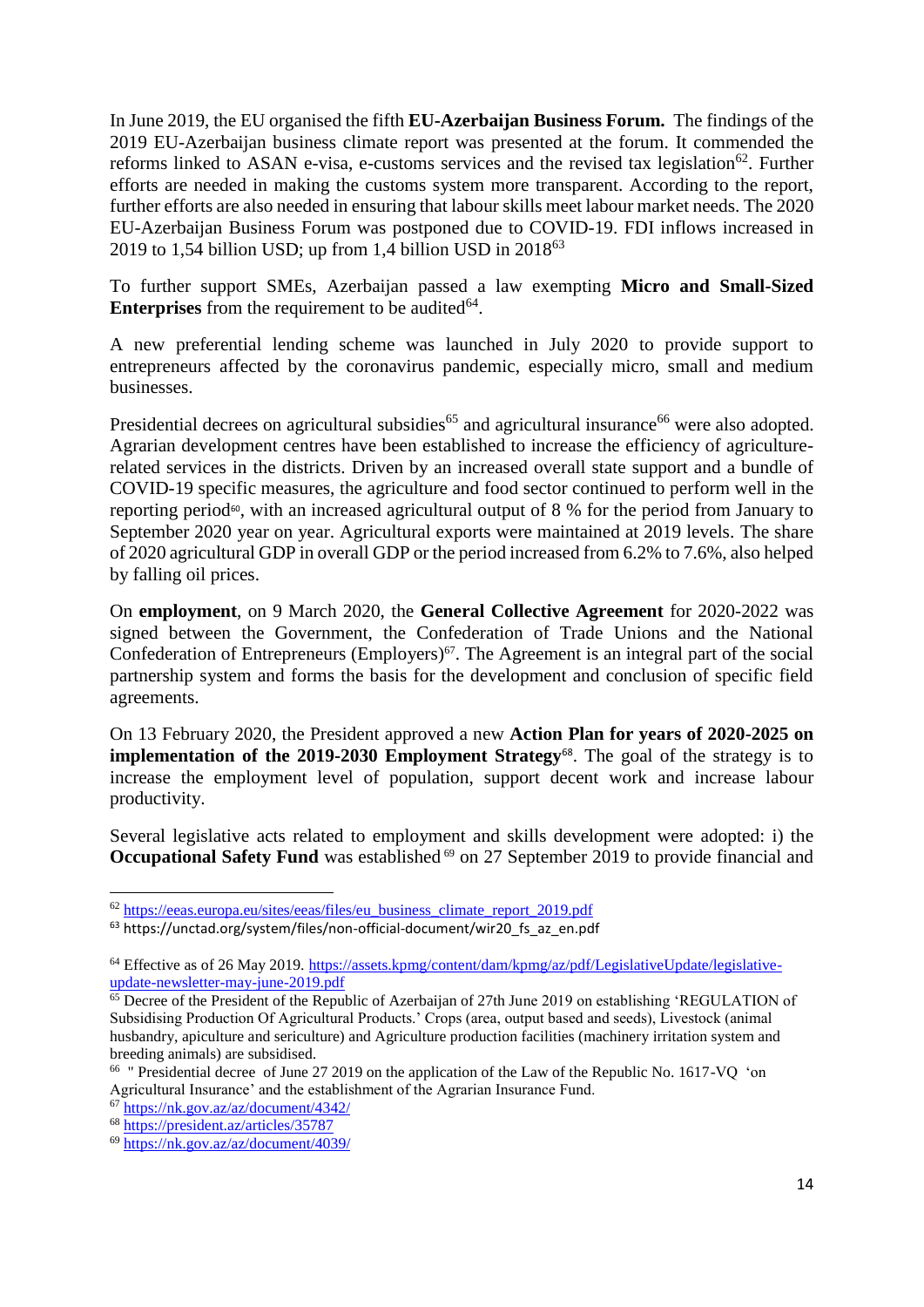In June 2019, the EU organised the fifth **EU-Azerbaijan Business Forum.** The findings of the 2019 EU-Azerbaijan business climate report was presented at the forum. It commended the reforms linked to ASAN e-visa, e-customs services and the revised tax legislation[62]. Further efforts are needed in making the customs system more transparent. According to the report, further efforts are also needed in ensuring that labour skills meet labour market needs. The 2020 EU-Azerbaijan Business Forum was postponed due to COVID-19. FDI inflows increased in 2019 to 1,54 billion USD; up from 1,4 billion USD in 2018[63]

To further support SMEs, Azerbaijan passed a law exempting **Micro and Small-Sized Enterprises** from the requirement to be audited[64].

A new preferential lending scheme was launched in July 2020 to provide support to entrepreneurs affected by the coronavirus pandemic, especially micro, small and medium businesses.

Presidential decrees on agricultural subsidies[65] and agricultural insurance[66] were also adopted. Agrarian development centres have been established to increase the efficiency of agriculture-related services in the districts. Driven by an increased overall state support and a bundle of COVID-19 specific measures, the agriculture and food sector continued to perform well in the reporting period[60], with an increased agricultural output of 8 % for the period from January to September 2020 year on year. Agricultural exports were maintained at 2019 levels. The share of 2020 agricultural GDP in overall GDP or the period increased from 6.2% to 7.6%, also helped by falling oil prices.

On **employment**, on 9 March 2020, the **General Collective Agreement** for 2020-2022 was signed between the Government, the Confederation of Trade Unions and the National Confederation of Entrepreneurs (Employers)[67]. The Agreement is an integral part of the social partnership system and forms the basis for the development and conclusion of specific field agreements.

On 13 February 2020, the President approved a new **Action Plan for years of 2020-2025 on implementation of the 2019-2030 Employment Strategy**[68]. The goal of the strategy is to increase the employment level of population, support decent work and increase labour productivity.

Several legislative acts related to employment and skills development were adopted: i) the **Occupational Safety Fund** was established[69] on 27 September 2019 to provide financial and

---

[62] https://eeas.europa.eu/sites/eeas/files/eu_business_climate_report_2019.pdf

[63] https://unctad.org/system/files/non-official-document/wir20_fs_az_en.pdf

[64] Effective as of 26 May 2019. https://assets.kpmg/content/dam/kpmg/az/pdf/LegislativeUpdate/legislative-update-newsletter-may-june-2019.pdf

[65] Decree of the President of the Republic of Azerbaijan of 27th June 2019 on establishing 'REGULATION of Subsidising Production Of Agricultural Products.' Crops (area, output based and seeds), Livestock (animal husbandry, apiculture and sericulture) and Agriculture production facilities (machinery irritation system and breeding animals) are subsidised.

[66] " Presidential decree of June 27 2019 on the application of the Law of the Republic No. 1617-VQ 'on Agricultural Insurance' and the establishment of the Agrarian Insurance Fund.

[67] https://nk.gov.az/az/document/4342/

[68] https://president.az/articles/35787

[69] https://nk.gov.az/az/document/4039/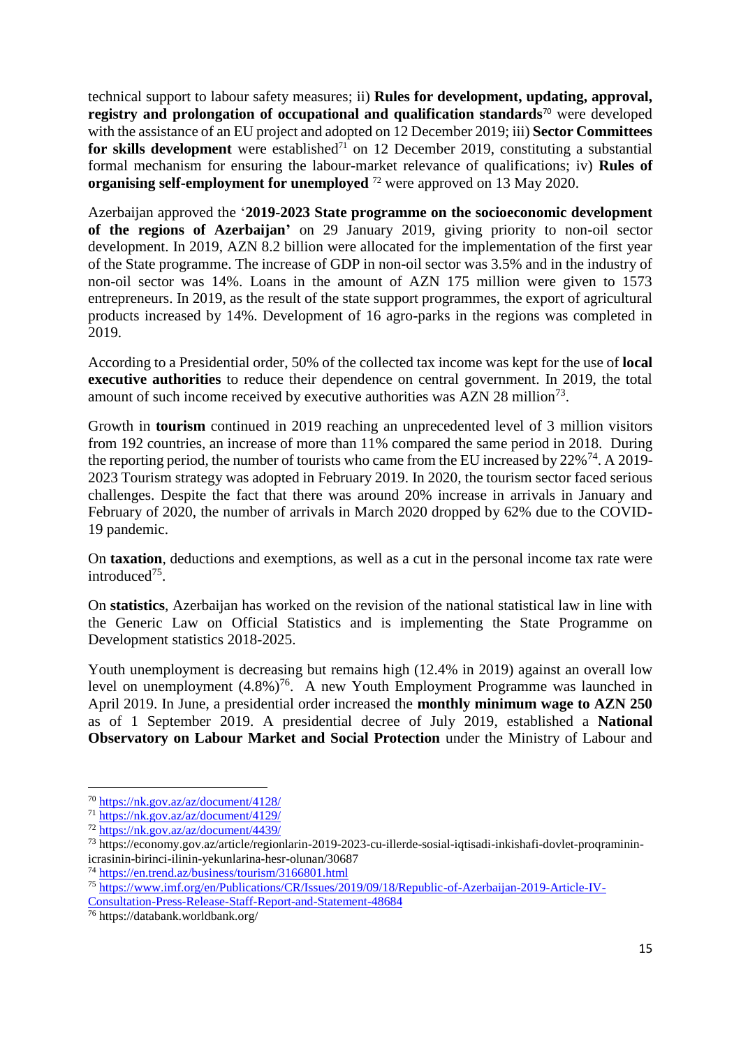technical support to labour safety measures; ii) **Rules for development, updating, approval, registry and prolongation of occupational and qualification standards**[70] were developed with the assistance of an EU project and adopted on 12 December 2019; iii) **Sector Committees for skills development** were established[71] on 12 December 2019, constituting a substantial formal mechanism for ensuring the labour-market relevance of qualifications; iv) **Rules of organising self-employment for unemployed** [72] were approved on 13 May 2020.

Azerbaijan approved the '**2019-2023 State programme on the socioeconomic development of the regions of Azerbaijan'** on 29 January 2019, giving priority to non-oil sector development. In 2019, AZN 8.2 billion were allocated for the implementation of the first year of the State programme. The increase of GDP in non-oil sector was 3.5% and in the industry of non-oil sector was 14%. Loans in the amount of AZN 175 million were given to 1573 entrepreneurs. In 2019, as the result of the state support programmes, the export of agricultural products increased by 14%. Development of 16 agro-parks in the regions was completed in 2019.

According to a Presidential order, 50% of the collected tax income was kept for the use of **local executive authorities** to reduce their dependence on central government. In 2019, the total amount of such income received by executive authorities was AZN 28 million[73].

Growth in **tourism** continued in 2019 reaching an unprecedented level of 3 million visitors from 192 countries, an increase of more than 11% compared the same period in 2018. During the reporting period, the number of tourists who came from the EU increased by 22%[74]. A 2019-2023 Tourism strategy was adopted in February 2019. In 2020, the tourism sector faced serious challenges. Despite the fact that there was around 20% increase in arrivals in January and February of 2020, the number of arrivals in March 2020 dropped by 62% due to the COVID-19 pandemic.

On **taxation**, deductions and exemptions, as well as a cut in the personal income tax rate were introduced[75].

On **statistics**, Azerbaijan has worked on the revision of the national statistical law in line with the Generic Law on Official Statistics and is implementing the State Programme on Development statistics 2018-2025.

Youth unemployment is decreasing but remains high (12.4% in 2019) against an overall low level on unemployment (4.8%)[76]. A new Youth Employment Programme was launched in April 2019. In June, a presidential order increased the **monthly minimum wage to AZN 250** as of 1 September 2019. A presidential decree of July 2019, established a **National Observatory on Labour Market and Social Protection** under the Ministry of Labour and

---

[70] https://nk.gov.az/az/document/4128/

[71] https://nk.gov.az/az/document/4129/

[72] https://nk.gov.az/az/document/4439/

[73] https://economy.gov.az/article/regionlarin-2019-2023-cu-illerde-sosial-iqtisadi-inkishafi-dovlet-proqraminin-icrasinin-birinci-ilinin-yekunlarina-hesr-olunan/30687

[74] https://en.trend.az/business/tourism/3166801.html

[75] https://www.imf.org/en/Publications/CR/Issues/2019/09/18/Republic-of-Azerbaijan-2019-Article-IV-Consultation-Press-Release-Staff-Report-and-Statement-48684

[76] https://databank.worldbank.org/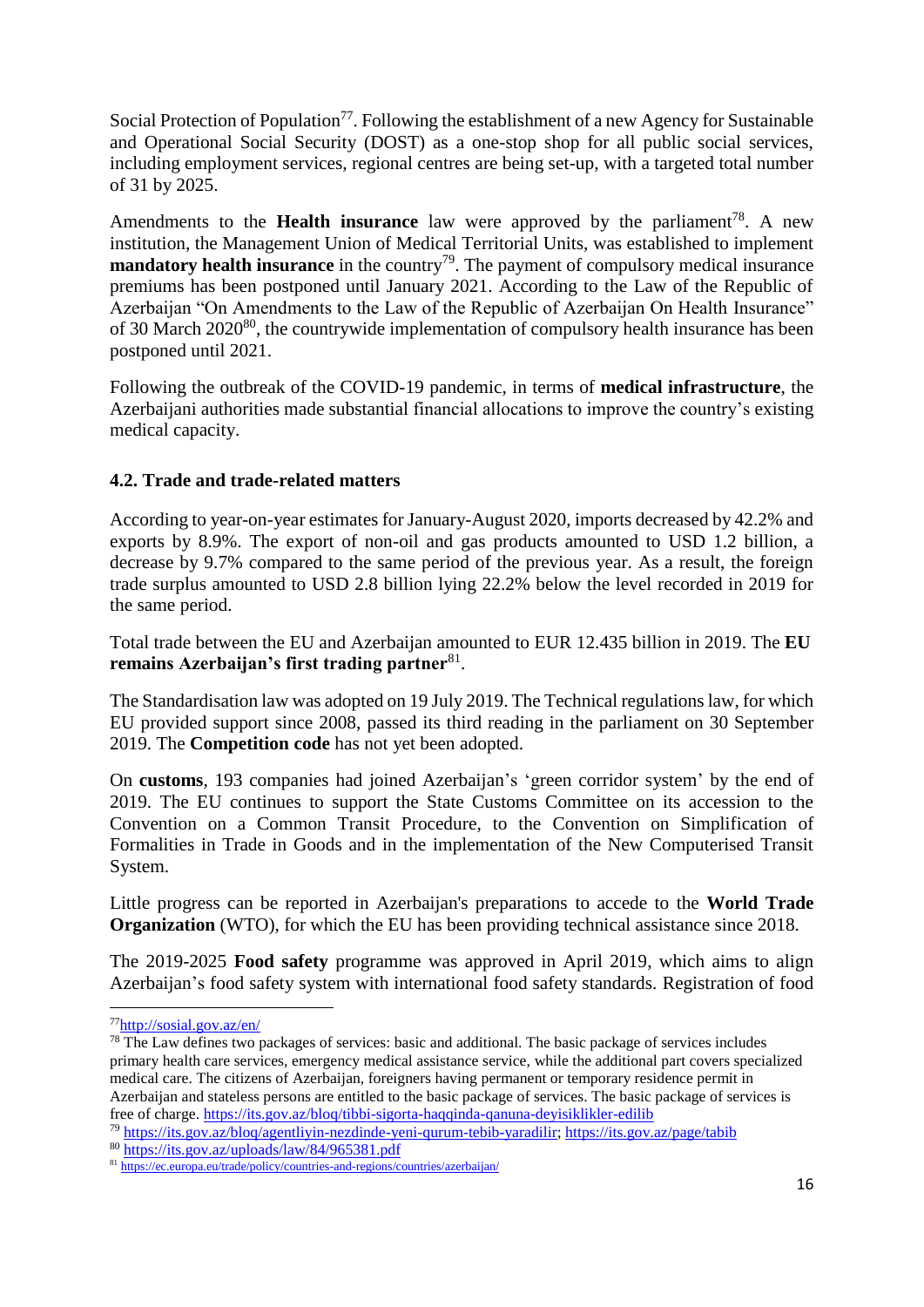Social Protection of Population[77]. Following the establishment of a new Agency for Sustainable and Operational Social Security (DOST) as a one-stop shop for all public social services, including employment services, regional centres are being set-up, with a targeted total number of 31 by 2025.

Amendments to the **Health insurance** law were approved by the parliament[78]. A new institution, the Management Union of Medical Territorial Units, was established to implement **mandatory health insurance** in the country[79]. The payment of compulsory medical insurance premiums has been postponed until January 2021. According to the Law of the Republic of Azerbaijan "On Amendments to the Law of the Republic of Azerbaijan On Health Insurance" of 30 March 2020[80], the countrywide implementation of compulsory health insurance has been postponed until 2021.

Following the outbreak of the COVID-19 pandemic, in terms of **medical infrastructure**, the Azerbaijani authorities made substantial financial allocations to improve the country's existing medical capacity.

### 4.2. Trade and trade-related matters

According to year-on-year estimates for January-August 2020, imports decreased by 42.2% and exports by 8.9%. The export of non-oil and gas products amounted to USD 1.2 billion, a decrease by 9.7% compared to the same period of the previous year. As a result, the foreign trade surplus amounted to USD 2.8 billion lying 22.2% below the level recorded in 2019 for the same period.

Total trade between the EU and Azerbaijan amounted to EUR 12.435 billion in 2019. The **EU remains Azerbaijan's first trading partner**[81].

The Standardisation law was adopted on 19 July 2019. The Technical regulations law, for which EU provided support since 2008, passed its third reading in the parliament on 30 September 2019. The **Competition code** has not yet been adopted.

On **customs**, 193 companies had joined Azerbaijan's 'green corridor system' by the end of 2019. The EU continues to support the State Customs Committee on its accession to the Convention on a Common Transit Procedure, to the Convention on Simplification of Formalities in Trade in Goods and in the implementation of the New Computerised Transit System.

Little progress can be reported in Azerbaijan's preparations to accede to the **World Trade Organization** (WTO), for which the EU has been providing technical assistance since 2018.

The 2019-2025 **Food safety** programme was approved in April 2019, which aims to align Azerbaijan's food safety system with international food safety standards. Registration of food

---

[77] http://sosial.gov.az/en/

[78] The Law defines two packages of services: basic and additional. The basic package of services includes primary health care services, emergency medical assistance service, while the additional part covers specialized medical care. The citizens of Azerbaijan, foreigners having permanent or temporary residence permit in Azerbaijan and stateless persons are entitled to the basic package of services. The basic package of services is free of charge. https://its.gov.az/bloq/tibbi-sigorta-haqqinda-qanuna-deyisiklikler-edilib

[79] https://its.gov.az/bloq/agentliyin-nezdinde-yeni-qurum-tebib-yaradilir; https://its.gov.az/page/tabib

[80] https://its.gov.az/uploads/law/84/965381.pdf

[81] https://ec.europa.eu/trade/policy/countries-and-regions/countries/azerbaijan/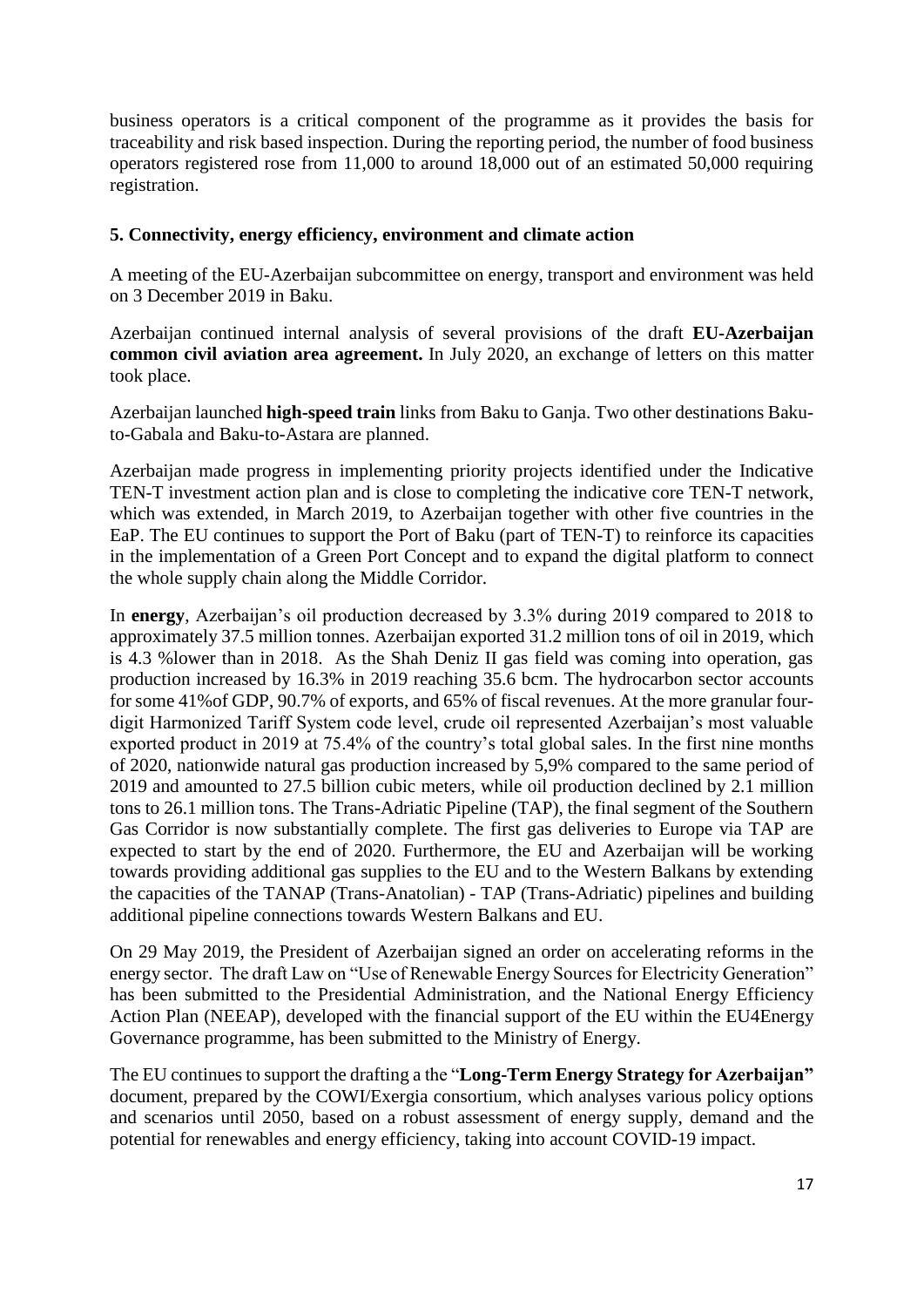business operators is a critical component of the programme as it provides the basis for traceability and risk based inspection. During the reporting period, the number of food business operators registered rose from 11,000 to around 18,000 out of an estimated 50,000 requiring registration.

## 5. Connectivity, energy efficiency, environment and climate action

A meeting of the EU-Azerbaijan subcommittee on energy, transport and environment was held on 3 December 2019 in Baku.

Azerbaijan continued internal analysis of several provisions of the draft **EU-Azerbaijan common civil aviation area agreement.** In July 2020, an exchange of letters on this matter took place.

Azerbaijan launched **high-speed train** links from Baku to Ganja. Two other destinations Baku-to-Gabala and Baku-to-Astara are planned.

Azerbaijan made progress in implementing priority projects identified under the Indicative TEN-T investment action plan and is close to completing the indicative core TEN-T network, which was extended, in March 2019, to Azerbaijan together with other five countries in the EaP. The EU continues to support the Port of Baku (part of TEN-T) to reinforce its capacities in the implementation of a Green Port Concept and to expand the digital platform to connect the whole supply chain along the Middle Corridor.

In **energy**, Azerbaijan's oil production decreased by 3.3% during 2019 compared to 2018 to approximately 37.5 million tonnes. Azerbaijan exported 31.2 million tons of oil in 2019, which is 4.3 %lower than in 2018. As the Shah Deniz II gas field was coming into operation, gas production increased by 16.3% in 2019 reaching 35.6 bcm. The hydrocarbon sector accounts for some 41%of GDP, 90.7% of exports, and 65% of fiscal revenues. At the more granular four-digit Harmonized Tariff System code level, crude oil represented Azerbaijan's most valuable exported product in 2019 at 75.4% of the country's total global sales. In the first nine months of 2020, nationwide natural gas production increased by 5,9% compared to the same period of 2019 and amounted to 27.5 billion cubic meters, while oil production declined by 2.1 million tons to 26.1 million tons. The Trans-Adriatic Pipeline (TAP), the final segment of the Southern Gas Corridor is now substantially complete. The first gas deliveries to Europe via TAP are expected to start by the end of 2020. Furthermore, the EU and Azerbaijan will be working towards providing additional gas supplies to the EU and to the Western Balkans by extending the capacities of the TANAP (Trans-Anatolian) - TAP (Trans-Adriatic) pipelines and building additional pipeline connections towards Western Balkans and EU.

On 29 May 2019, the President of Azerbaijan signed an order on accelerating reforms in the energy sector. The draft Law on "Use of Renewable Energy Sources for Electricity Generation" has been submitted to the Presidential Administration, and the National Energy Efficiency Action Plan (NEEAP), developed with the financial support of the EU within the EU4Energy Governance programme, has been submitted to the Ministry of Energy.

The EU continues to support the drafting a the "**Long-Term Energy Strategy for Azerbaijan"** document, prepared by the COWI/Exergia consortium, which analyses various policy options and scenarios until 2050, based on a robust assessment of energy supply, demand and the potential for renewables and energy efficiency, taking into account COVID-19 impact.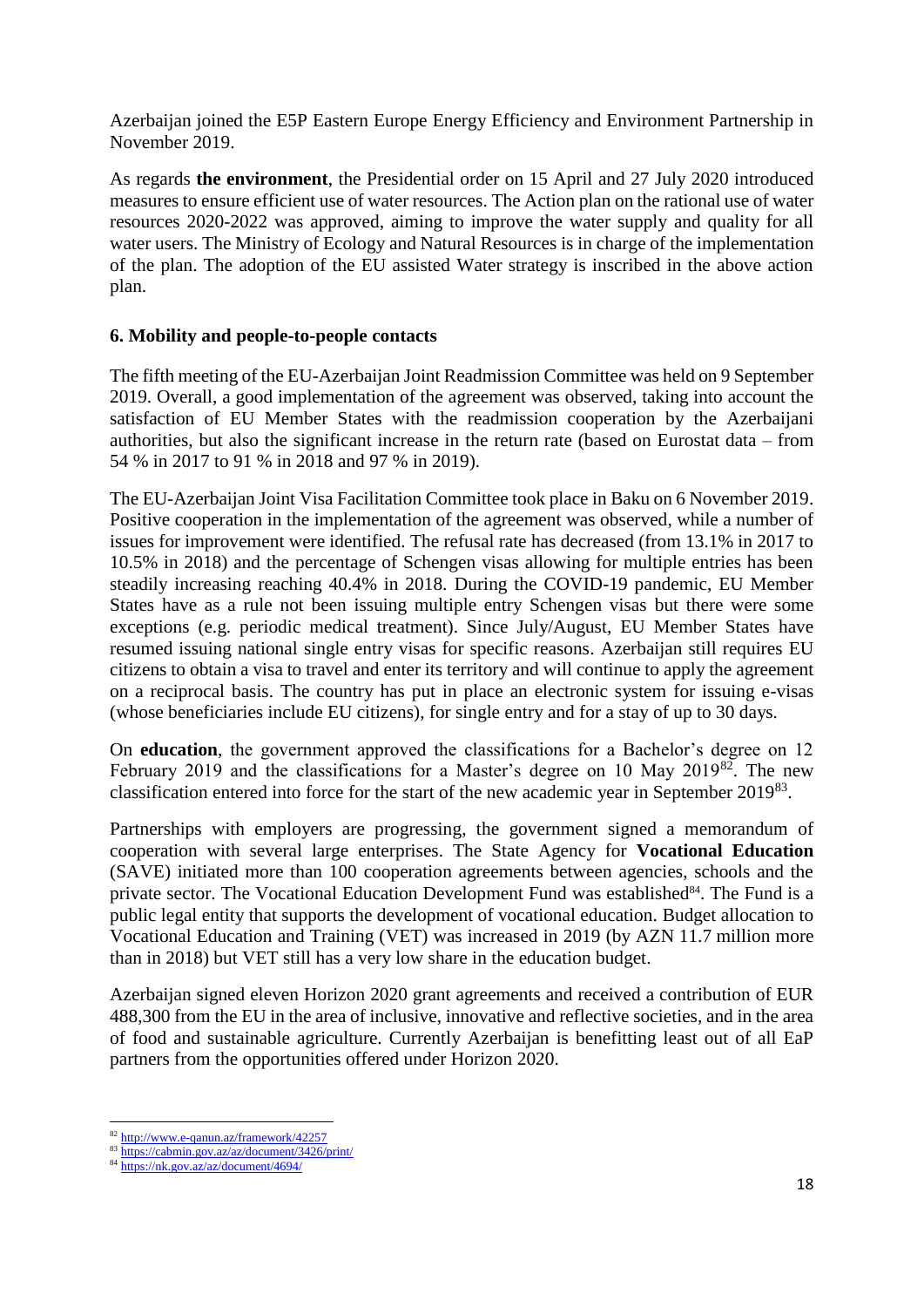Azerbaijan joined the E5P Eastern Europe Energy Efficiency and Environment Partnership in November 2019.

As regards **the environment**, the Presidential order on 15 April and 27 July 2020 introduced measures to ensure efficient use of water resources. The Action plan on the rational use of water resources 2020-2022 was approved, aiming to improve the water supply and quality for all water users. The Ministry of Ecology and Natural Resources is in charge of the implementation of the plan. The adoption of the EU assisted Water strategy is inscribed in the above action plan.

### 6. Mobility and people-to-people contacts

The fifth meeting of the EU-Azerbaijan Joint Readmission Committee was held on 9 September 2019. Overall, a good implementation of the agreement was observed, taking into account the satisfaction of EU Member States with the readmission cooperation by the Azerbaijani authorities, but also the significant increase in the return rate (based on Eurostat data – from 54 % in 2017 to 91 % in 2018 and 97 % in 2019).

The EU-Azerbaijan Joint Visa Facilitation Committee took place in Baku on 6 November 2019. Positive cooperation in the implementation of the agreement was observed, while a number of issues for improvement were identified. The refusal rate has decreased (from 13.1% in 2017 to 10.5% in 2018) and the percentage of Schengen visas allowing for multiple entries has been steadily increasing reaching 40.4% in 2018. During the COVID-19 pandemic, EU Member States have as a rule not been issuing multiple entry Schengen visas but there were some exceptions (e.g. periodic medical treatment). Since July/August, EU Member States have resumed issuing national single entry visas for specific reasons. Azerbaijan still requires EU citizens to obtain a visa to travel and enter its territory and will continue to apply the agreement on a reciprocal basis. The country has put in place an electronic system for issuing e-visas (whose beneficiaries include EU citizens), for single entry and for a stay of up to 30 days.

On **education**, the government approved the classifications for a Bachelor's degree on 12 February 2019 and the classifications for a Master's degree on 10 May 2019[82]. The new classification entered into force for the start of the new academic year in September 2019[83].

Partnerships with employers are progressing, the government signed a memorandum of cooperation with several large enterprises. The State Agency for **Vocational Education** (SAVE) initiated more than 100 cooperation agreements between agencies, schools and the private sector. The Vocational Education Development Fund was established[84]. The Fund is a public legal entity that supports the development of vocational education. Budget allocation to Vocational Education and Training (VET) was increased in 2019 (by AZN 11.7 million more than in 2018) but VET still has a very low share in the education budget.

Azerbaijan signed eleven Horizon 2020 grant agreements and received a contribution of EUR 488,300 from the EU in the area of inclusive, innovative and reflective societies, and in the area of food and sustainable agriculture. Currently Azerbaijan is benefitting least out of all EaP partners from the opportunities offered under Horizon 2020.

---

[82] http://www.e-qanun.az/framework/42257

[83] https://cabmin.gov.az/az/document/3426/print/

[84] https://nk.gov.az/az/document/4694/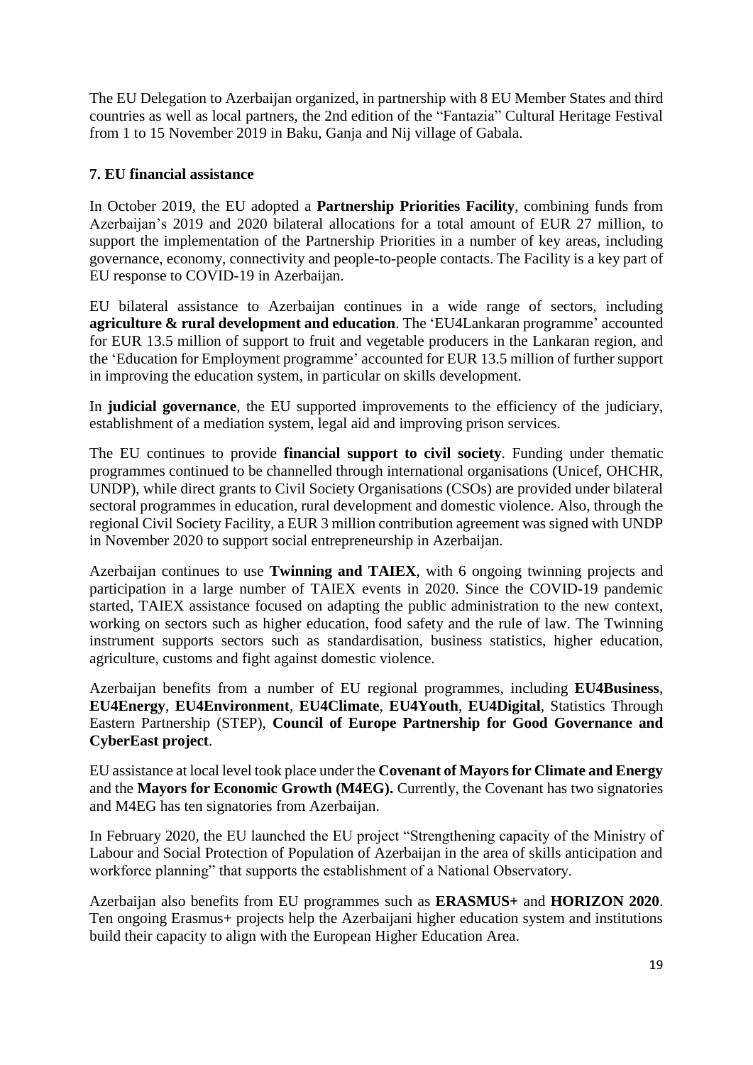The EU Delegation to Azerbaijan organized, in partnership with 8 EU Member States and third countries as well as local partners, the 2nd edition of the "Fantazia" Cultural Heritage Festival from 1 to 15 November 2019 in Baku, Ganja and Nij village of Gabala.

## 7. EU financial assistance

In October 2019, the EU adopted a **Partnership Priorities Facility**, combining funds from Azerbaijan's 2019 and 2020 bilateral allocations for a total amount of EUR 27 million, to support the implementation of the Partnership Priorities in a number of key areas, including governance, economy, connectivity and people-to-people contacts. The Facility is a key part of EU response to COVID-19 in Azerbaijan.

EU bilateral assistance to Azerbaijan continues in a wide range of sectors, including **agriculture & rural development and education**. The 'EU4Lankaran programme' accounted for EUR 13.5 million of support to fruit and vegetable producers in the Lankaran region, and the 'Education for Employment programme' accounted for EUR 13.5 million of further support in improving the education system, in particular on skills development.

In **judicial governance**, the EU supported improvements to the efficiency of the judiciary, establishment of a mediation system, legal aid and improving prison services.

The EU continues to provide **financial support to civil society**. Funding under thematic programmes continued to be channelled through international organisations (Unicef, OHCHR, UNDP), while direct grants to Civil Society Organisations (CSOs) are provided under bilateral sectoral programmes in education, rural development and domestic violence. Also, through the regional Civil Society Facility, a EUR 3 million contribution agreement was signed with UNDP in November 2020 to support social entrepreneurship in Azerbaijan.

Azerbaijan continues to use **Twinning and TAIEX**, with 6 ongoing twinning projects and participation in a large number of TAIEX events in 2020. Since the COVID-19 pandemic started, TAIEX assistance focused on adapting the public administration to the new context, working on sectors such as higher education, food safety and the rule of law. The Twinning instrument supports sectors such as standardisation, business statistics, higher education, agriculture, customs and fight against domestic violence.

Azerbaijan benefits from a number of EU regional programmes, including **EU4Business**, **EU4Energy**, **EU4Environment**, **EU4Climate**, **EU4Youth**, **EU4Digital**, Statistics Through Eastern Partnership (STEP), **Council of Europe Partnership for Good Governance and CyberEast project**.

EU assistance at local level took place under the **Covenant of Mayors for Climate and Energy** and the **Mayors for Economic Growth (M4EG).** Currently, the Covenant has two signatories and M4EG has ten signatories from Azerbaijan.

In February 2020, the EU launched the EU project "Strengthening capacity of the Ministry of Labour and Social Protection of Population of Azerbaijan in the area of skills anticipation and workforce planning" that supports the establishment of a National Observatory.

Azerbaijan also benefits from EU programmes such as **ERASMUS+** and **HORIZON 2020**. Ten ongoing Erasmus+ projects help the Azerbaijani higher education system and institutions build their capacity to align with the European Higher Education Area.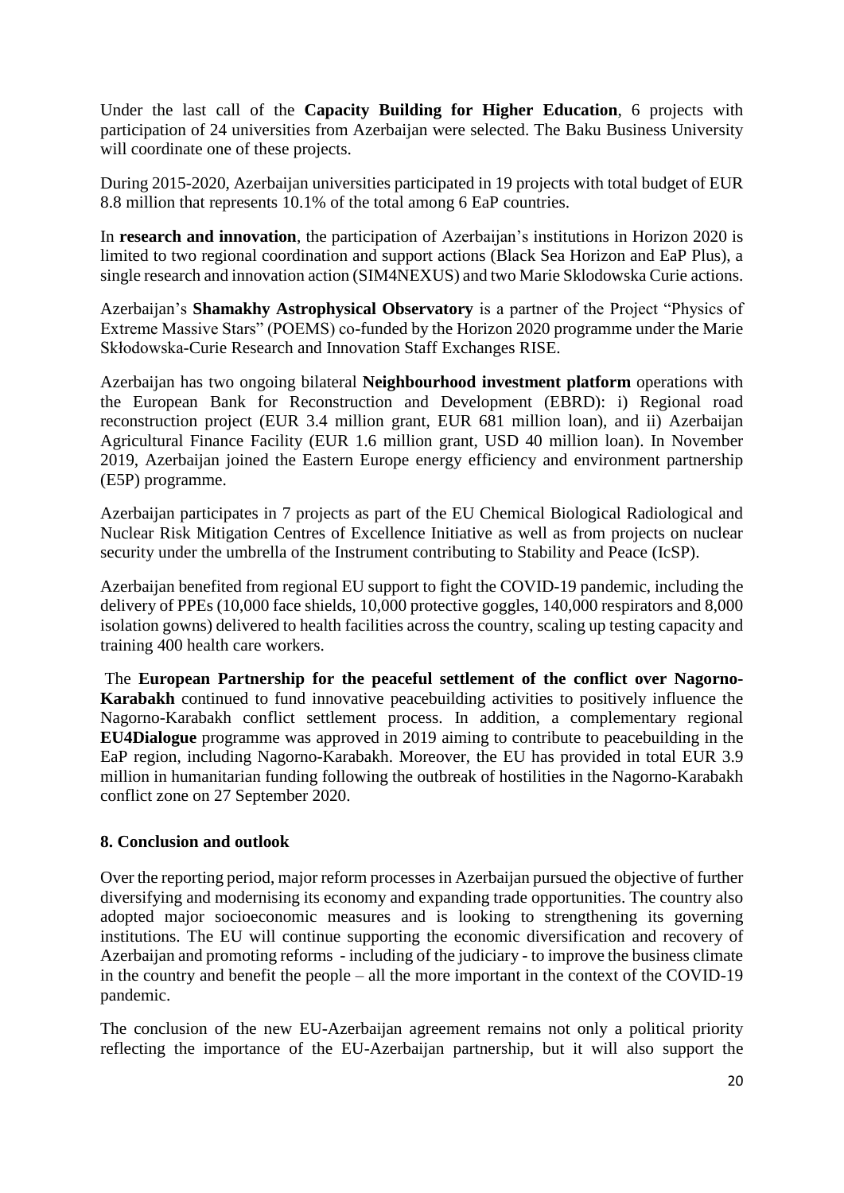Under the last call of the **Capacity Building for Higher Education**, 6 projects with participation of 24 universities from Azerbaijan were selected. The Baku Business University will coordinate one of these projects.

During 2015-2020, Azerbaijan universities participated in 19 projects with total budget of EUR 8.8 million that represents 10.1% of the total among 6 EaP countries.

In **research and innovation**, the participation of Azerbaijan's institutions in Horizon 2020 is limited to two regional coordination and support actions (Black Sea Horizon and EaP Plus), a single research and innovation action (SIM4NEXUS) and two Marie Sklodowska Curie actions.

Azerbaijan's **Shamakhy Astrophysical Observatory** is a partner of the Project "Physics of Extreme Massive Stars" (POEMS) co-funded by the Horizon 2020 programme under the Marie Skłodowska-Curie Research and Innovation Staff Exchanges RISE.

Azerbaijan has two ongoing bilateral **Neighbourhood investment platform** operations with the European Bank for Reconstruction and Development (EBRD): i) Regional road reconstruction project (EUR 3.4 million grant, EUR 681 million loan), and ii) Azerbaijan Agricultural Finance Facility (EUR 1.6 million grant, USD 40 million loan). In November 2019, Azerbaijan joined the Eastern Europe energy efficiency and environment partnership (E5P) programme.

Azerbaijan participates in 7 projects as part of the EU Chemical Biological Radiological and Nuclear Risk Mitigation Centres of Excellence Initiative as well as from projects on nuclear security under the umbrella of the Instrument contributing to Stability and Peace (IcSP).

Azerbaijan benefited from regional EU support to fight the COVID-19 pandemic, including the delivery of PPEs (10,000 face shields, 10,000 protective goggles, 140,000 respirators and 8,000 isolation gowns) delivered to health facilities across the country, scaling up testing capacity and training 400 health care workers.

The **European Partnership for the peaceful settlement of the conflict over Nagorno-Karabakh** continued to fund innovative peacebuilding activities to positively influence the Nagorno-Karabakh conflict settlement process. In addition, a complementary regional **EU4Dialogue** programme was approved in 2019 aiming to contribute to peacebuilding in the EaP region, including Nagorno-Karabakh. Moreover, the EU has provided in total EUR 3.9 million in humanitarian funding following the outbreak of hostilities in the Nagorno-Karabakh conflict zone on 27 September 2020.

## 8. Conclusion and outlook

Over the reporting period, major reform processes in Azerbaijan pursued the objective of further diversifying and modernising its economy and expanding trade opportunities. The country also adopted major socioeconomic measures and is looking to strengthening its governing institutions. The EU will continue supporting the economic diversification and recovery of Azerbaijan and promoting reforms - including of the judiciary - to improve the business climate in the country and benefit the people – all the more important in the context of the COVID-19 pandemic.

The conclusion of the new EU-Azerbaijan agreement remains not only a political priority reflecting the importance of the EU-Azerbaijan partnership, but it will also support the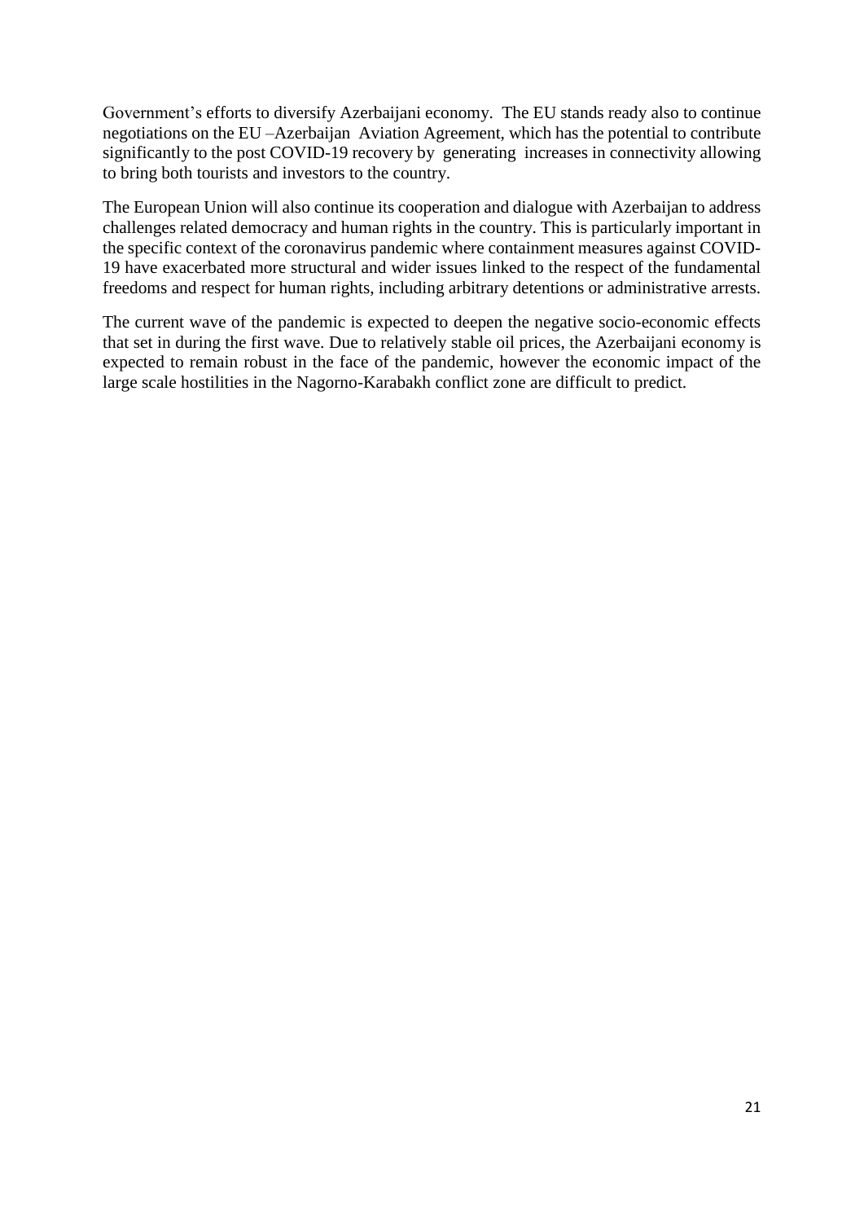Government's efforts to diversify Azerbaijani economy. The EU stands ready also to continue negotiations on the EU –Azerbaijan Aviation Agreement, which has the potential to contribute significantly to the post COVID-19 recovery by generating increases in connectivity allowing to bring both tourists and investors to the country.

The European Union will also continue its cooperation and dialogue with Azerbaijan to address challenges related democracy and human rights in the country. This is particularly important in the specific context of the coronavirus pandemic where containment measures against COVID-19 have exacerbated more structural and wider issues linked to the respect of the fundamental freedoms and respect for human rights, including arbitrary detentions or administrative arrests.

The current wave of the pandemic is expected to deepen the negative socio-economic effects that set in during the first wave. Due to relatively stable oil prices, the Azerbaijani economy is expected to remain robust in the face of the pandemic, however the economic impact of the large scale hostilities in the Nagorno-Karabakh conflict zone are difficult to predict.